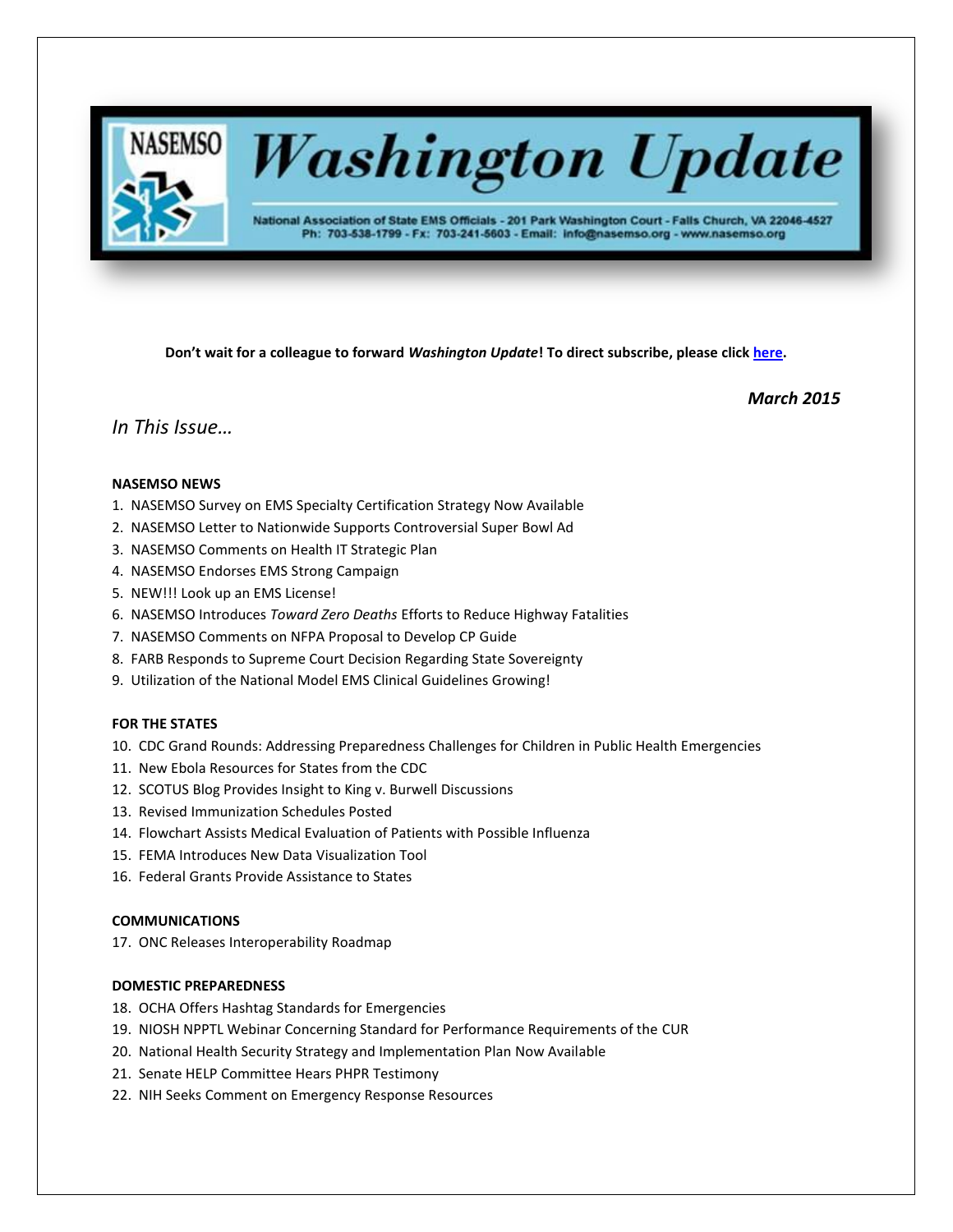# NASEMSO Washington Update

National Association of State EMS Officials - 201 Park Washington Court - Falls Church, VA 22046-4527
Ph: 703-538-1799 - Fx: 703-241-5603 - Email: info@nasemso.org - www.nasemso.org

**Don't wait for a colleague to forward *Washington Update*! To direct subscribe, please click here.**

***March 2015***

*In This Issue…*

**NASEMSO NEWS**

1. NASEMSO Survey on EMS Specialty Certification Strategy Now Available
2. NASEMSO Letter to Nationwide Supports Controversial Super Bowl Ad
3. NASEMSO Comments on Health IT Strategic Plan
4. NASEMSO Endorses EMS Strong Campaign
5. NEW!!! Look up an EMS License!
6. NASEMSO Introduces *Toward Zero Deaths* Efforts to Reduce Highway Fatalities
7. NASEMSO Comments on NFPA Proposal to Develop CP Guide
8. FARB Responds to Supreme Court Decision Regarding State Sovereignty
9. Utilization of the National Model EMS Clinical Guidelines Growing!

**FOR THE STATES**

10. CDC Grand Rounds: Addressing Preparedness Challenges for Children in Public Health Emergencies
11. New Ebola Resources for States from the CDC
12. SCOTUS Blog Provides Insight to King v. Burwell Discussions
13. Revised Immunization Schedules Posted
14. Flowchart Assists Medical Evaluation of Patients with Possible Influenza
15. FEMA Introduces New Data Visualization Tool
16. Federal Grants Provide Assistance to States

**COMMUNICATIONS**

17. ONC Releases Interoperability Roadmap

**DOMESTIC PREPAREDNESS**

18. OCHA Offers Hashtag Standards for Emergencies
19. NIOSH NPPTL Webinar Concerning Standard for Performance Requirements of the CUR
20. National Health Security Strategy and Implementation Plan Now Available
21. Senate HELP Committee Hears PHPR Testimony
22. NIH Seeks Comment on Emergency Response Resources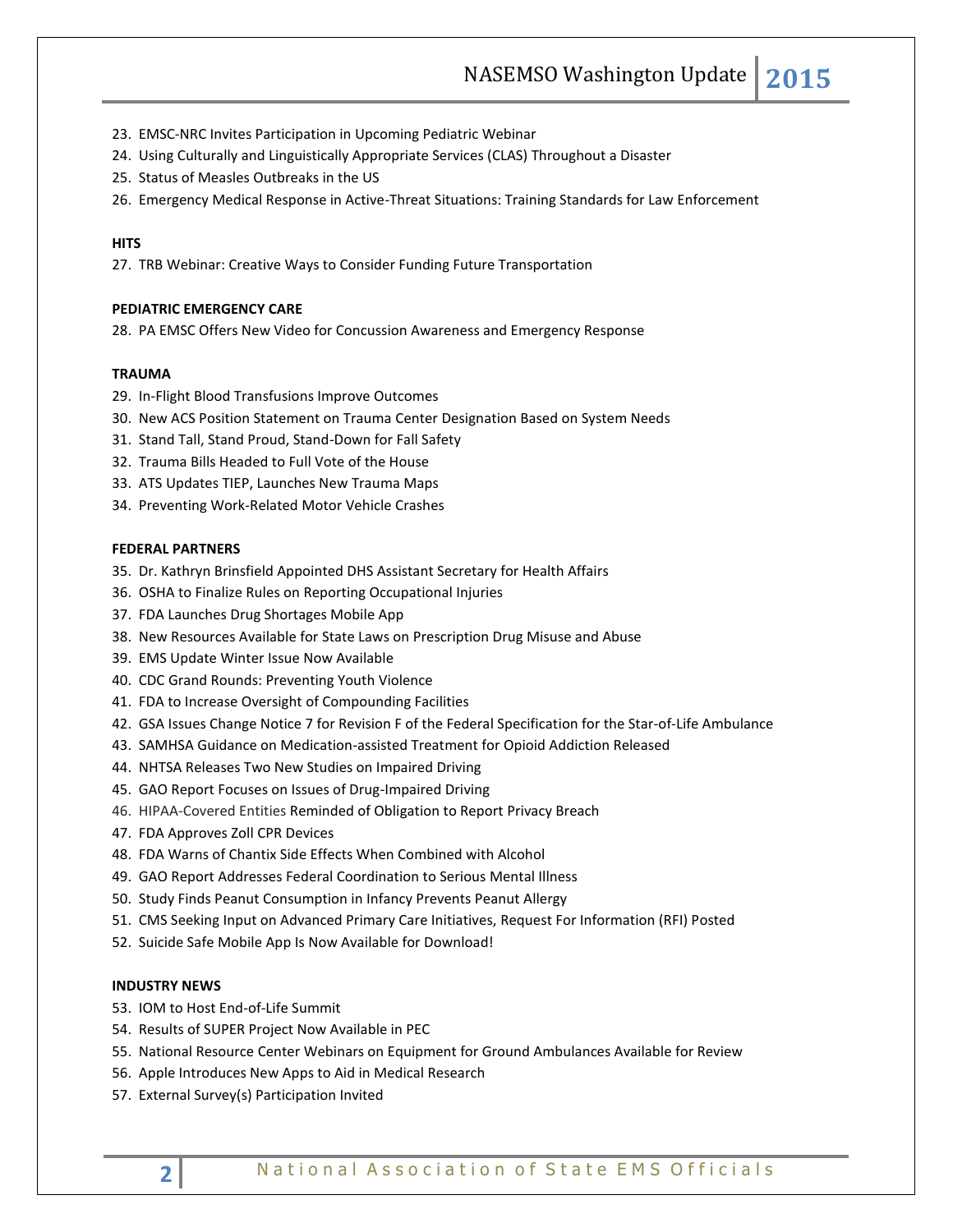23. EMSC-NRC Invites Participation in Upcoming Pediatric Webinar
24. Using Culturally and Linguistically Appropriate Services (CLAS) Throughout a Disaster
25. Status of Measles Outbreaks in the US
26. Emergency Medical Response in Active-Threat Situations: Training Standards for Law Enforcement

**HITS**

27. TRB Webinar: Creative Ways to Consider Funding Future Transportation

**PEDIATRIC EMERGENCY CARE**

28. PA EMSC Offers New Video for Concussion Awareness and Emergency Response

**TRAUMA**

29. In-Flight Blood Transfusions Improve Outcomes
30. New ACS Position Statement on Trauma Center Designation Based on System Needs
31. Stand Tall, Stand Proud, Stand-Down for Fall Safety
32. Trauma Bills Headed to Full Vote of the House
33. ATS Updates TIEP, Launches New Trauma Maps
34. Preventing Work-Related Motor Vehicle Crashes

**FEDERAL PARTNERS**

35. Dr. Kathryn Brinsfield Appointed DHS Assistant Secretary for Health Affairs
36. OSHA to Finalize Rules on Reporting Occupational Injuries
37. FDA Launches Drug Shortages Mobile App
38. New Resources Available for State Laws on Prescription Drug Misuse and Abuse
39. EMS Update Winter Issue Now Available
40. CDC Grand Rounds: Preventing Youth Violence
41. FDA to Increase Oversight of Compounding Facilities
42. GSA Issues Change Notice 7 for Revision F of the Federal Specification for the Star-of-Life Ambulance
43. SAMHSA Guidance on Medication-assisted Treatment for Opioid Addiction Released
44. NHTSA Releases Two New Studies on Impaired Driving
45. GAO Report Focuses on Issues of Drug-Impaired Driving
46. HIPAA-Covered Entities Reminded of Obligation to Report Privacy Breach
47. FDA Approves Zoll CPR Devices
48. FDA Warns of Chantix Side Effects When Combined with Alcohol
49. GAO Report Addresses Federal Coordination to Serious Mental Illness
50. Study Finds Peanut Consumption in Infancy Prevents Peanut Allergy
51. CMS Seeking Input on Advanced Primary Care Initiatives, Request For Information (RFI) Posted
52. Suicide Safe Mobile App Is Now Available for Download!

**INDUSTRY NEWS**

53. IOM to Host End-of-Life Summit
54. Results of SUPER Project Now Available in PEC
55. National Resource Center Webinars on Equipment for Ground Ambulances Available for Review
56. Apple Introduces New Apps to Aid in Medical Research
57. External Survey(s) Participation Invited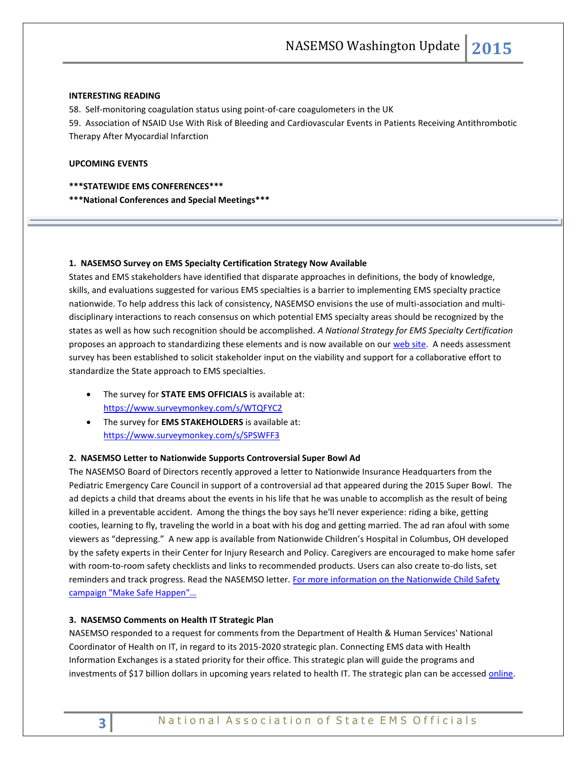**INTERESTING READING**

58. Self-monitoring coagulation status using point-of-care coagulometers in the UK

59. Association of NSAID Use With Risk of Bleeding and Cardiovascular Events in Patients Receiving Antithrombotic Therapy After Myocardial Infarction

**UPCOMING EVENTS**

**\*\*\*STATEWIDE EMS CONFERENCES\*\*\***

**\*\*\*National Conferences and Special Meetings\*\*\***

---

### 1. NASEMSO Survey on EMS Specialty Certification Strategy Now Available

States and EMS stakeholders have identified that disparate approaches in definitions, the body of knowledge, skills, and evaluations suggested for various EMS specialties is a barrier to implementing EMS specialty practice nationwide. To help address this lack of consistency, NASEMSO envisions the use of multi-association and multi-disciplinary interactions to reach consensus on which potential EMS specialty areas should be recognized by the states as well as how such recognition should be accomplished. *A National Strategy for EMS Specialty Certification* proposes an approach to standardizing these elements and is now available on our web site. A needs assessment survey has been established to solicit stakeholder input on the viability and support for a collaborative effort to standardize the State approach to EMS specialties.

- The survey for **STATE EMS OFFICIALS** is available at: https://www.surveymonkey.com/s/WTQFYC2
- The survey for **EMS STAKEHOLDERS** is available at: https://www.surveymonkey.com/s/SPSWFF3

### 2. NASEMSO Letter to Nationwide Supports Controversial Super Bowl Ad

The NASEMSO Board of Directors recently approved a letter to Nationwide Insurance Headquarters from the Pediatric Emergency Care Council in support of a controversial ad that appeared during the 2015 Super Bowl. The ad depicts a child that dreams about the events in his life that he was unable to accomplish as the result of being killed in a preventable accident. Among the things the boy says he'll never experience: riding a bike, getting cooties, learning to fly, traveling the world in a boat with his dog and getting married. The ad ran afoul with some viewers as "depressing." A new app is available from Nationwide Children's Hospital in Columbus, OH developed by the safety experts in their Center for Injury Research and Policy. Caregivers are encouraged to make home safer with room-to-room safety checklists and links to recommended products. Users can also create to-do lists, set reminders and track progress. Read the NASEMSO letter. For more information on the Nationwide Child Safety campaign "Make Safe Happen"…

### 3. NASEMSO Comments on Health IT Strategic Plan

NASEMSO responded to a request for comments from the Department of Health & Human Services' National Coordinator of Health on IT, in regard to its 2015-2020 strategic plan. Connecting EMS data with Health Information Exchanges is a stated priority for their office. This strategic plan will guide the programs and investments of $17 billion dollars in upcoming years related to health IT. The strategic plan can be accessed online.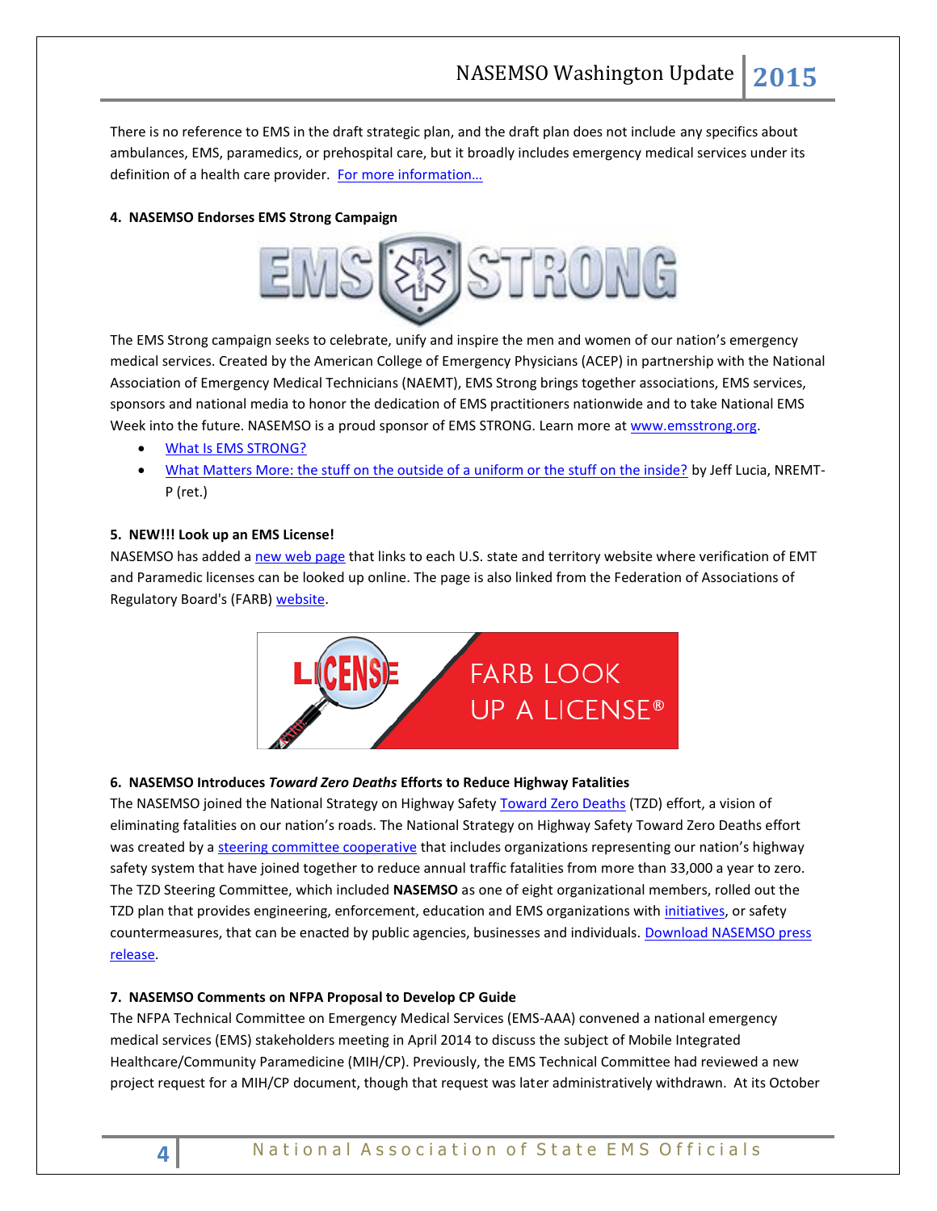There is no reference to EMS in the draft strategic plan, and the draft plan does not include any specifics about ambulances, EMS, paramedics, or prehospital care, but it broadly includes emergency medical services under its definition of a health care provider. For more information…

**4. NASEMSO Endorses EMS Strong Campaign**

The EMS Strong campaign seeks to celebrate, unify and inspire the men and women of our nation's emergency medical services. Created by the American College of Emergency Physicians (ACEP) in partnership with the National Association of Emergency Medical Technicians (NAEMT), EMS Strong brings together associations, EMS services, sponsors and national media to honor the dedication of EMS practitioners nationwide and to take National EMS Week into the future. NASEMSO is a proud sponsor of EMS STRONG. Learn more at www.emsstrong.org.

- What Is EMS STRONG?
- What Matters More: the stuff on the outside of a uniform or the stuff on the inside? by Jeff Lucia, NREMT-P (ret.)

**5. NEW!!! Look up an EMS License!**

NASEMSO has added a new web page that links to each U.S. state and territory website where verification of EMT and Paramedic licenses can be looked up online. The page is also linked from the Federation of Associations of Regulatory Board's (FARB) website.

**6. NASEMSO Introduces *Toward Zero Deaths* Efforts to Reduce Highway Fatalities**

The NASEMSO joined the National Strategy on Highway Safety Toward Zero Deaths (TZD) effort, a vision of eliminating fatalities on our nation's roads. The National Strategy on Highway Safety Toward Zero Deaths effort was created by a steering committee cooperative that includes organizations representing our nation's highway safety system that have joined together to reduce annual traffic fatalities from more than 33,000 a year to zero. The TZD Steering Committee, which included **NASEMSO** as one of eight organizational members, rolled out the TZD plan that provides engineering, enforcement, education and EMS organizations with initiatives, or safety countermeasures, that can be enacted by public agencies, businesses and individuals. Download NASEMSO press release.

**7. NASEMSO Comments on NFPA Proposal to Develop CP Guide**

The NFPA Technical Committee on Emergency Medical Services (EMS-AAA) convened a national emergency medical services (EMS) stakeholders meeting in April 2014 to discuss the subject of Mobile Integrated Healthcare/Community Paramedicine (MIH/CP). Previously, the EMS Technical Committee had reviewed a new project request for a MIH/CP document, though that request was later administratively withdrawn. At its October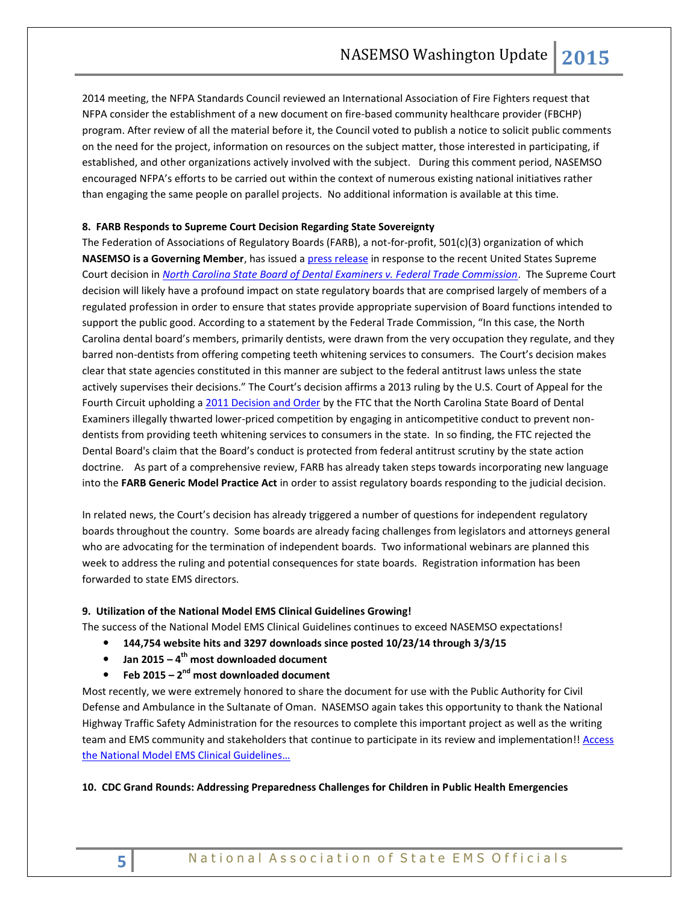2014 meeting, the NFPA Standards Council reviewed an International Association of Fire Fighters request that NFPA consider the establishment of a new document on fire-based community healthcare provider (FBCHP) program. After review of all the material before it, the Council voted to publish a notice to solicit public comments on the need for the project, information on resources on the subject matter, those interested in participating, if established, and other organizations actively involved with the subject. During this comment period, NASEMSO encouraged NFPA's efforts to be carried out within the context of numerous existing national initiatives rather than engaging the same people on parallel projects. No additional information is available at this time.

**8. FARB Responds to Supreme Court Decision Regarding State Sovereignty**

The Federation of Associations of Regulatory Boards (FARB), a not-for-profit, 501(c)(3) organization of which **NASEMSO is a Governing Member**, has issued a press release in response to the recent United States Supreme Court decision in ***North Carolina State Board of Dental Examiners v. Federal Trade Commission***. The Supreme Court decision will likely have a profound impact on state regulatory boards that are comprised largely of members of a regulated profession in order to ensure that states provide appropriate supervision of Board functions intended to support the public good. According to a statement by the Federal Trade Commission, "In this case, the North Carolina dental board's members, primarily dentists, were drawn from the very occupation they regulate, and they barred non-dentists from offering competing teeth whitening services to consumers. The Court's decision makes clear that state agencies constituted in this manner are subject to the federal antitrust laws unless the state actively supervises their decisions." The Court's decision affirms a 2013 ruling by the U.S. Court of Appeal for the Fourth Circuit upholding a 2011 Decision and Order by the FTC that the North Carolina State Board of Dental Examiners illegally thwarted lower-priced competition by engaging in anticompetitive conduct to prevent non-dentists from providing teeth whitening services to consumers in the state. In so finding, the FTC rejected the Dental Board's claim that the Board's conduct is protected from federal antitrust scrutiny by the state action doctrine. As part of a comprehensive review, FARB has already taken steps towards incorporating new language into the **FARB Generic Model Practice Act** in order to assist regulatory boards responding to the judicial decision.

In related news, the Court's decision has already triggered a number of questions for independent regulatory boards throughout the country. Some boards are already facing challenges from legislators and attorneys general who are advocating for the termination of independent boards. Two informational webinars are planned this week to address the ruling and potential consequences for state boards. Registration information has been forwarded to state EMS directors.

**9. Utilization of the National Model EMS Clinical Guidelines Growing!**

The success of the National Model EMS Clinical Guidelines continues to exceed NASEMSO expectations!

- **144,754 website hits and 3297 downloads since posted 10/23/14 through 3/3/15**
- **Jan 2015 – 4th most downloaded document**
- **Feb 2015 – 2nd most downloaded document**

Most recently, we were extremely honored to share the document for use with the Public Authority for Civil Defense and Ambulance in the Sultanate of Oman. NASEMSO again takes this opportunity to thank the National Highway Traffic Safety Administration for the resources to complete this important project as well as the writing team and EMS community and stakeholders that continue to participate in its review and implementation!! Access the National Model EMS Clinical Guidelines…

**10. CDC Grand Rounds: Addressing Preparedness Challenges for Children in Public Health Emergencies**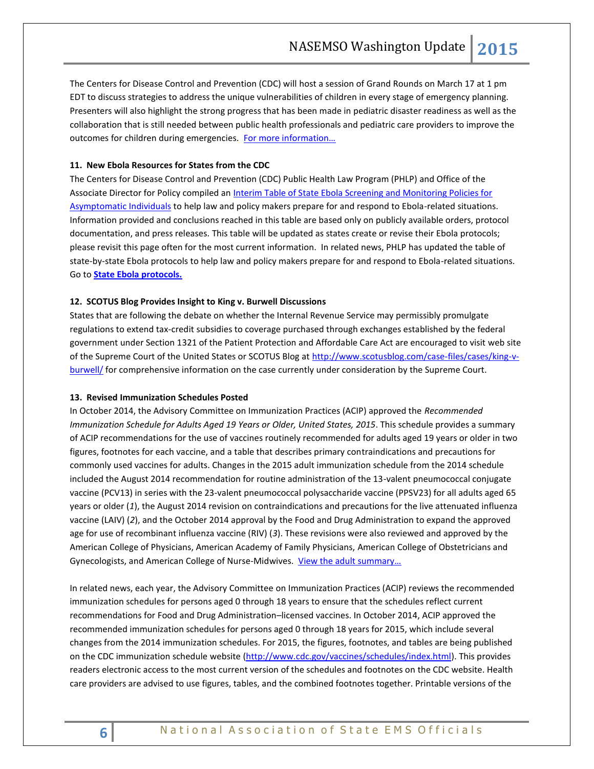The Centers for Disease Control and Prevention (CDC) will host a session of Grand Rounds on March 17 at 1 pm EDT to discuss strategies to address the unique vulnerabilities of children in every stage of emergency planning. Presenters will also highlight the strong progress that has been made in pediatric disaster readiness as well as the collaboration that is still needed between public health professionals and pediatric care providers to improve the outcomes for children during emergencies. For more information…

**11. New Ebola Resources for States from the CDC**

The Centers for Disease Control and Prevention (CDC) Public Health Law Program (PHLP) and Office of the Associate Director for Policy compiled an Interim Table of State Ebola Screening and Monitoring Policies for Asymptomatic Individuals to help law and policy makers prepare for and respond to Ebola-related situations. Information provided and conclusions reached in this table are based only on publicly available orders, protocol documentation, and press releases. This table will be updated as states create or revise their Ebola protocols; please revisit this page often for the most current information. In related news, PHLP has updated the table of state-by-state Ebola protocols to help law and policy makers prepare for and respond to Ebola-related situations. Go to **State Ebola protocols.**

**12. SCOTUS Blog Provides Insight to King v. Burwell Discussions**

States that are following the debate on whether the Internal Revenue Service may permissibly promulgate regulations to extend tax-credit subsidies to coverage purchased through exchanges established by the federal government under Section 1321 of the Patient Protection and Affordable Care Act are encouraged to visit web site of the Supreme Court of the United States or SCOTUS Blog at http://www.scotusblog.com/case-files/cases/king-v-burwell/ for comprehensive information on the case currently under consideration by the Supreme Court.

**13. Revised Immunization Schedules Posted**

In October 2014, the Advisory Committee on Immunization Practices (ACIP) approved the *Recommended Immunization Schedule for Adults Aged 19 Years or Older, United States, 2015*. This schedule provides a summary of ACIP recommendations for the use of vaccines routinely recommended for adults aged 19 years or older in two figures, footnotes for each vaccine, and a table that describes primary contraindications and precautions for commonly used vaccines for adults. Changes in the 2015 adult immunization schedule from the 2014 schedule included the August 2014 recommendation for routine administration of the 13-valent pneumococcal conjugate vaccine (PCV13) in series with the 23-valent pneumococcal polysaccharide vaccine (PPSV23) for all adults aged 65 years or older (*1*), the August 2014 revision on contraindications and precautions for the live attenuated influenza vaccine (LAIV) (*2*), and the October 2014 approval by the Food and Drug Administration to expand the approved age for use of recombinant influenza vaccine (RIV) (*3*). These revisions were also reviewed and approved by the American College of Physicians, American Academy of Family Physicians, American College of Obstetricians and Gynecologists, and American College of Nurse-Midwives. View the adult summary…

In related news, each year, the Advisory Committee on Immunization Practices (ACIP) reviews the recommended immunization schedules for persons aged 0 through 18 years to ensure that the schedules reflect current recommendations for Food and Drug Administration–licensed vaccines. In October 2014, ACIP approved the recommended immunization schedules for persons aged 0 through 18 years for 2015, which include several changes from the 2014 immunization schedules. For 2015, the figures, footnotes, and tables are being published on the CDC immunization schedule website (http://www.cdc.gov/vaccines/schedules/index.html). This provides readers electronic access to the most current version of the schedules and footnotes on the CDC website. Health care providers are advised to use figures, tables, and the combined footnotes together. Printable versions of the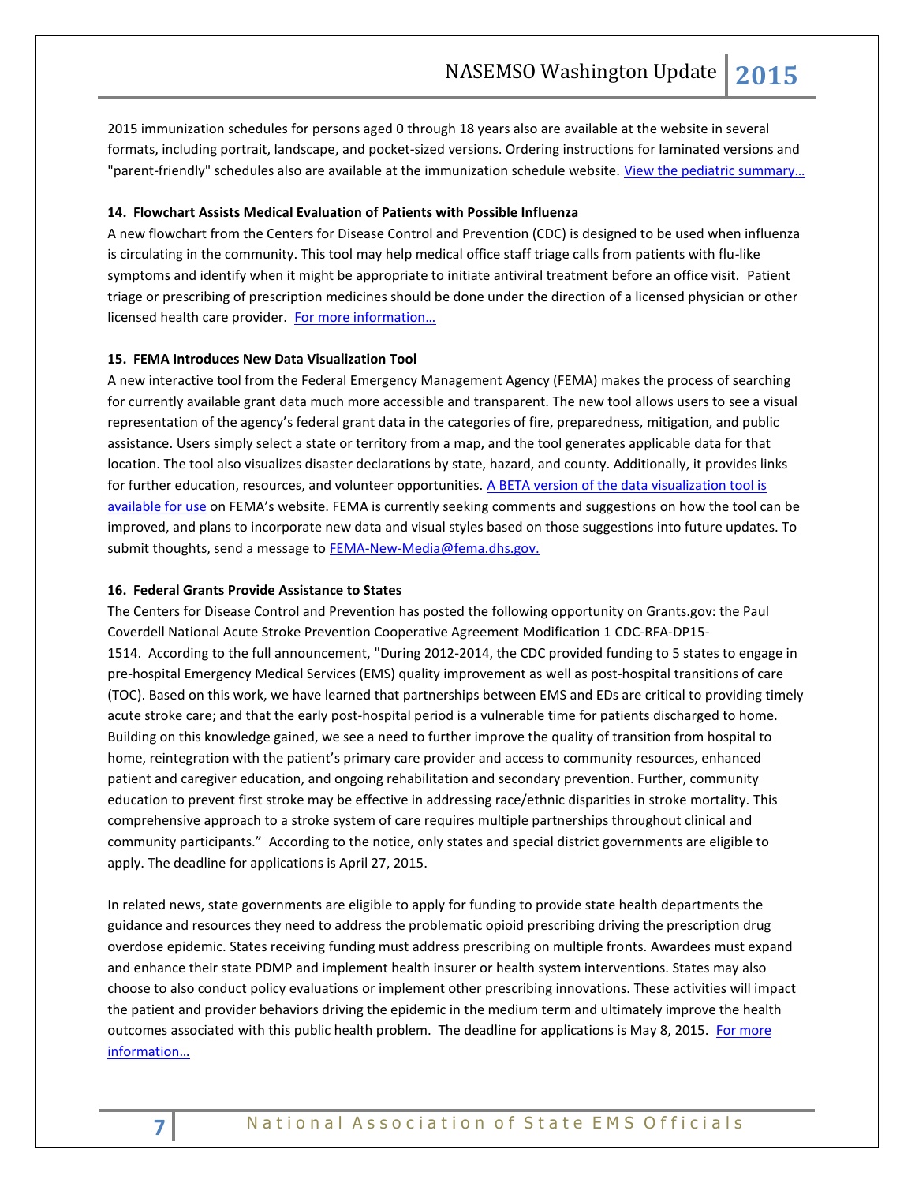2015 immunization schedules for persons aged 0 through 18 years also are available at the website in several formats, including portrait, landscape, and pocket-sized versions. Ordering instructions for laminated versions and "parent-friendly" schedules also are available at the immunization schedule website. View the pediatric summary…

**14. Flowchart Assists Medical Evaluation of Patients with Possible Influenza**

A new flowchart from the Centers for Disease Control and Prevention (CDC) is designed to be used when influenza is circulating in the community. This tool may help medical office staff triage calls from patients with flu-like symptoms and identify when it might be appropriate to initiate antiviral treatment before an office visit. Patient triage or prescribing of prescription medicines should be done under the direction of a licensed physician or other licensed health care provider. For more information…

**15. FEMA Introduces New Data Visualization Tool**

A new interactive tool from the Federal Emergency Management Agency (FEMA) makes the process of searching for currently available grant data much more accessible and transparent. The new tool allows users to see a visual representation of the agency's federal grant data in the categories of fire, preparedness, mitigation, and public assistance. Users simply select a state or territory from a map, and the tool generates applicable data for that location. The tool also visualizes disaster declarations by state, hazard, and county. Additionally, it provides links for further education, resources, and volunteer opportunities. A BETA version of the data visualization tool is available for use on FEMA's website. FEMA is currently seeking comments and suggestions on how the tool can be improved, and plans to incorporate new data and visual styles based on those suggestions into future updates. To submit thoughts, send a message to FEMA-New-Media@fema.dhs.gov.

**16. Federal Grants Provide Assistance to States**

The Centers for Disease Control and Prevention has posted the following opportunity on Grants.gov: the Paul Coverdell National Acute Stroke Prevention Cooperative Agreement Modification 1 CDC-RFA-DP15-1514. According to the full announcement, "During 2012-2014, the CDC provided funding to 5 states to engage in pre-hospital Emergency Medical Services (EMS) quality improvement as well as post-hospital transitions of care (TOC). Based on this work, we have learned that partnerships between EMS and EDs are critical to providing timely acute stroke care; and that the early post-hospital period is a vulnerable time for patients discharged to home. Building on this knowledge gained, we see a need to further improve the quality of transition from hospital to home, reintegration with the patient's primary care provider and access to community resources, enhanced patient and caregiver education, and ongoing rehabilitation and secondary prevention. Further, community education to prevent first stroke may be effective in addressing race/ethnic disparities in stroke mortality. This comprehensive approach to a stroke system of care requires multiple partnerships throughout clinical and community participants." According to the notice, only states and special district governments are eligible to apply. The deadline for applications is April 27, 2015.

In related news, state governments are eligible to apply for funding to provide state health departments the guidance and resources they need to address the problematic opioid prescribing driving the prescription drug overdose epidemic. States receiving funding must address prescribing on multiple fronts. Awardees must expand and enhance their state PDMP and implement health insurer or health system interventions. States may also choose to also conduct policy evaluations or implement other prescribing innovations. These activities will impact the patient and provider behaviors driving the epidemic in the medium term and ultimately improve the health outcomes associated with this public health problem. The deadline for applications is May 8, 2015. For more information…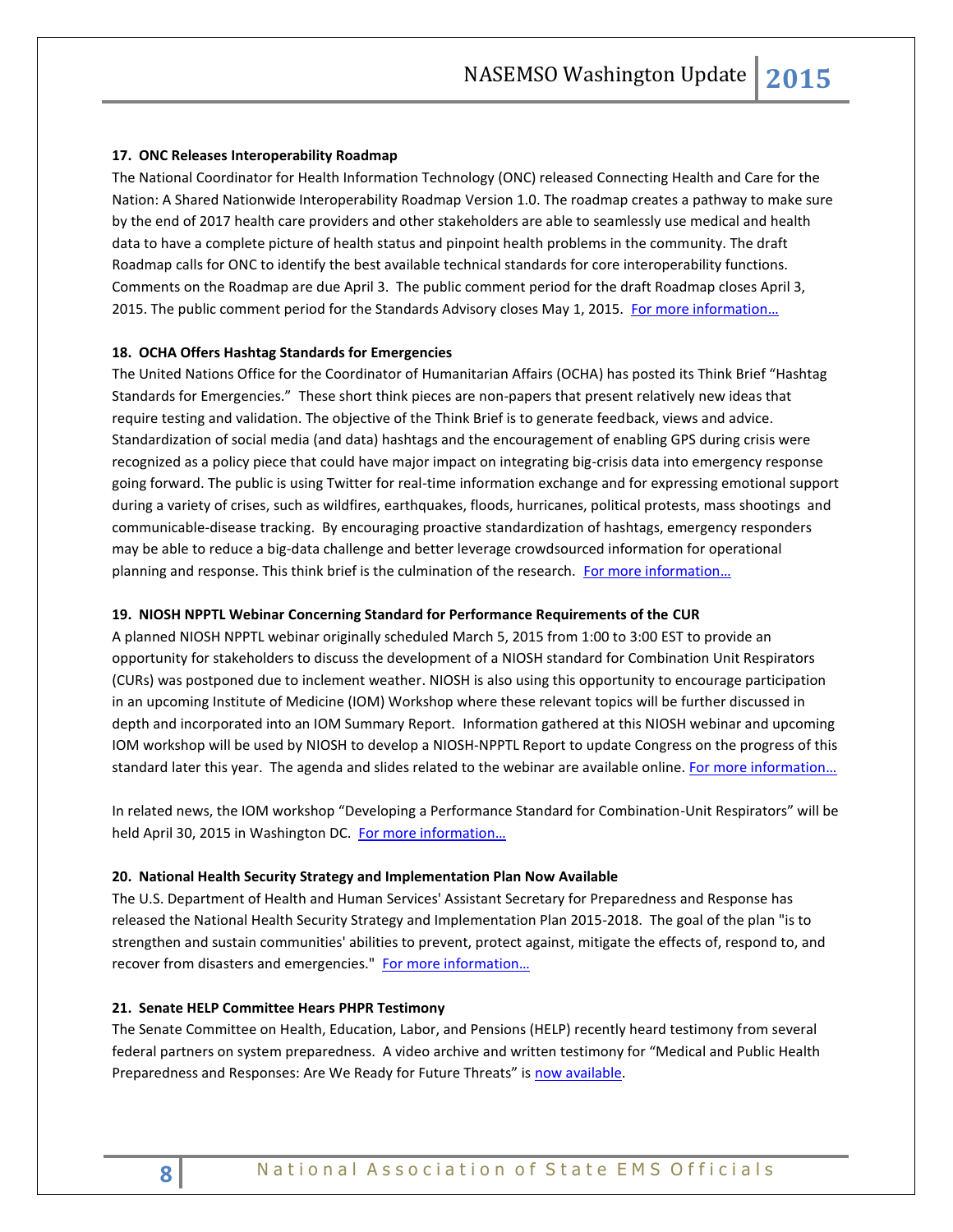#### 17. ONC Releases Interoperability Roadmap

The National Coordinator for Health Information Technology (ONC) released Connecting Health and Care for the Nation: A Shared Nationwide Interoperability Roadmap Version 1.0. The roadmap creates a pathway to make sure by the end of 2017 health care providers and other stakeholders are able to seamlessly use medical and health data to have a complete picture of health status and pinpoint health problems in the community. The draft Roadmap calls for ONC to identify the best available technical standards for core interoperability functions. Comments on the Roadmap are due April 3. The public comment period for the draft Roadmap closes April 3, 2015. The public comment period for the Standards Advisory closes May 1, 2015. For more information…

#### 18. OCHA Offers Hashtag Standards for Emergencies

The United Nations Office for the Coordinator of Humanitarian Affairs (OCHA) has posted its Think Brief "Hashtag Standards for Emergencies." These short think pieces are non-papers that present relatively new ideas that require testing and validation. The objective of the Think Brief is to generate feedback, views and advice. Standardization of social media (and data) hashtags and the encouragement of enabling GPS during crisis were recognized as a policy piece that could have major impact on integrating big-crisis data into emergency response going forward. The public is using Twitter for real-time information exchange and for expressing emotional support during a variety of crises, such as wildfires, earthquakes, floods, hurricanes, political protests, mass shootings and communicable-disease tracking. By encouraging proactive standardization of hashtags, emergency responders may be able to reduce a big-data challenge and better leverage crowdsourced information for operational planning and response. This think brief is the culmination of the research. For more information…

#### 19. NIOSH NPPTL Webinar Concerning Standard for Performance Requirements of the CUR

A planned NIOSH NPPTL webinar originally scheduled March 5, 2015 from 1:00 to 3:00 EST to provide an opportunity for stakeholders to discuss the development of a NIOSH standard for Combination Unit Respirators (CURs) was postponed due to inclement weather. NIOSH is also using this opportunity to encourage participation in an upcoming Institute of Medicine (IOM) Workshop where these relevant topics will be further discussed in depth and incorporated into an IOM Summary Report. Information gathered at this NIOSH webinar and upcoming IOM workshop will be used by NIOSH to develop a NIOSH-NPPTL Report to update Congress on the progress of this standard later this year. The agenda and slides related to the webinar are available online. For more information…

In related news, the IOM workshop "Developing a Performance Standard for Combination-Unit Respirators" will be held April 30, 2015 in Washington DC. For more information…

#### 20. National Health Security Strategy and Implementation Plan Now Available

The U.S. Department of Health and Human Services' Assistant Secretary for Preparedness and Response has released the National Health Security Strategy and Implementation Plan 2015-2018. The goal of the plan "is to strengthen and sustain communities' abilities to prevent, protect against, mitigate the effects of, respond to, and recover from disasters and emergencies." For more information…

#### 21. Senate HELP Committee Hears PHPR Testimony

The Senate Committee on Health, Education, Labor, and Pensions (HELP) recently heard testimony from several federal partners on system preparedness. A video archive and written testimony for "Medical and Public Health Preparedness and Responses: Are We Ready for Future Threats" is now available.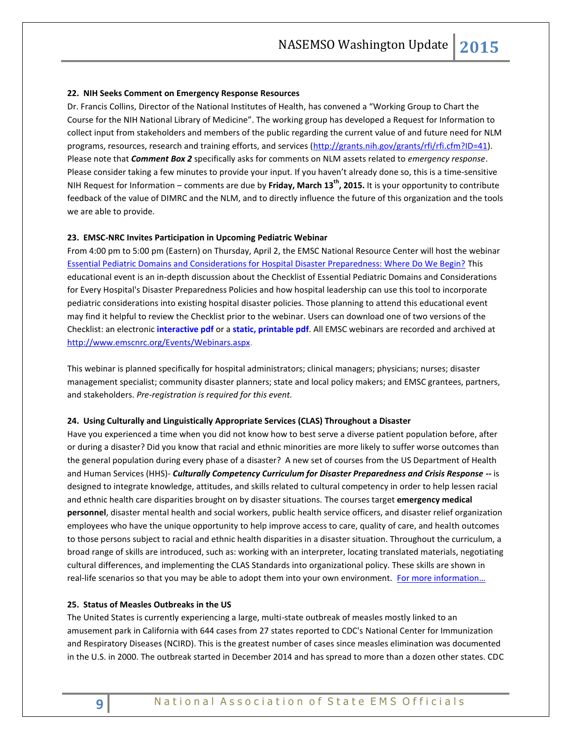### 22. NIH Seeks Comment on Emergency Response Resources

Dr. Francis Collins, Director of the National Institutes of Health, has convened a "Working Group to Chart the Course for the NIH National Library of Medicine". The working group has developed a Request for Information to collect input from stakeholders and members of the public regarding the current value of and future need for NLM programs, resources, research and training efforts, and services (http://grants.nih.gov/grants/rfi/rfi.cfm?ID=41). Please note that ***Comment Box 2*** specifically asks for comments on NLM assets related to *emergency response*. Please consider taking a few minutes to provide your input. If you haven't already done so, this is a time-sensitive NIH Request for Information – comments are due by **Friday, March 13th, 2015.** It is your opportunity to contribute feedback of the value of DIMRC and the NLM, and to directly influence the future of this organization and the tools we are able to provide.

### 23. EMSC-NRC Invites Participation in Upcoming Pediatric Webinar

From 4:00 pm to 5:00 pm (Eastern) on Thursday, April 2, the EMSC National Resource Center will host the webinar Essential Pediatric Domains and Considerations for Hospital Disaster Preparedness: Where Do We Begin? This educational event is an in-depth discussion about the Checklist of Essential Pediatric Domains and Considerations for Every Hospital's Disaster Preparedness Policies and how hospital leadership can use this tool to incorporate pediatric considerations into existing hospital disaster policies. Those planning to attend this educational event may find it helpful to review the Checklist prior to the webinar. Users can download one of two versions of the Checklist: an electronic **interactive pdf** or a **static, printable pdf**. All EMSC webinars are recorded and archived at http://www.emscnrc.org/Events/Webinars.aspx.

This webinar is planned specifically for hospital administrators; clinical managers; physicians; nurses; disaster management specialist; community disaster planners; state and local policy makers; and EMSC grantees, partners, and stakeholders. *Pre-registration is required for this event.*

### 24. Using Culturally and Linguistically Appropriate Services (CLAS) Throughout a Disaster

Have you experienced a time when you did not know how to best serve a diverse patient population before, after or during a disaster? Did you know that racial and ethnic minorities are more likely to suffer worse outcomes than the general population during every phase of a disaster? A new set of courses from the US Department of Health and Human Services (HHS)- ***Culturally Competency Curriculum for Disaster Preparedness and Crisis Response --*** is designed to integrate knowledge, attitudes, and skills related to cultural competency in order to help lessen racial and ethnic health care disparities brought on by disaster situations. The courses target **emergency medical personnel**, disaster mental health and social workers, public health service officers, and disaster relief organization employees who have the unique opportunity to help improve access to care, quality of care, and health outcomes to those persons subject to racial and ethnic health disparities in a disaster situation. Throughout the curriculum, a broad range of skills are introduced, such as: working with an interpreter, locating translated materials, negotiating cultural differences, and implementing the CLAS Standards into organizational policy. These skills are shown in real-life scenarios so that you may be able to adopt them into your own environment. For more information…

### 25. Status of Measles Outbreaks in the US

The United States is currently experiencing a large, multi-state outbreak of measles mostly linked to an amusement park in California with 644 cases from 27 states reported to CDC's National Center for Immunization and Respiratory Diseases (NCIRD). This is the greatest number of cases since measles elimination was documented in the U.S. in 2000. The outbreak started in December 2014 and has spread to more than a dozen other states. CDC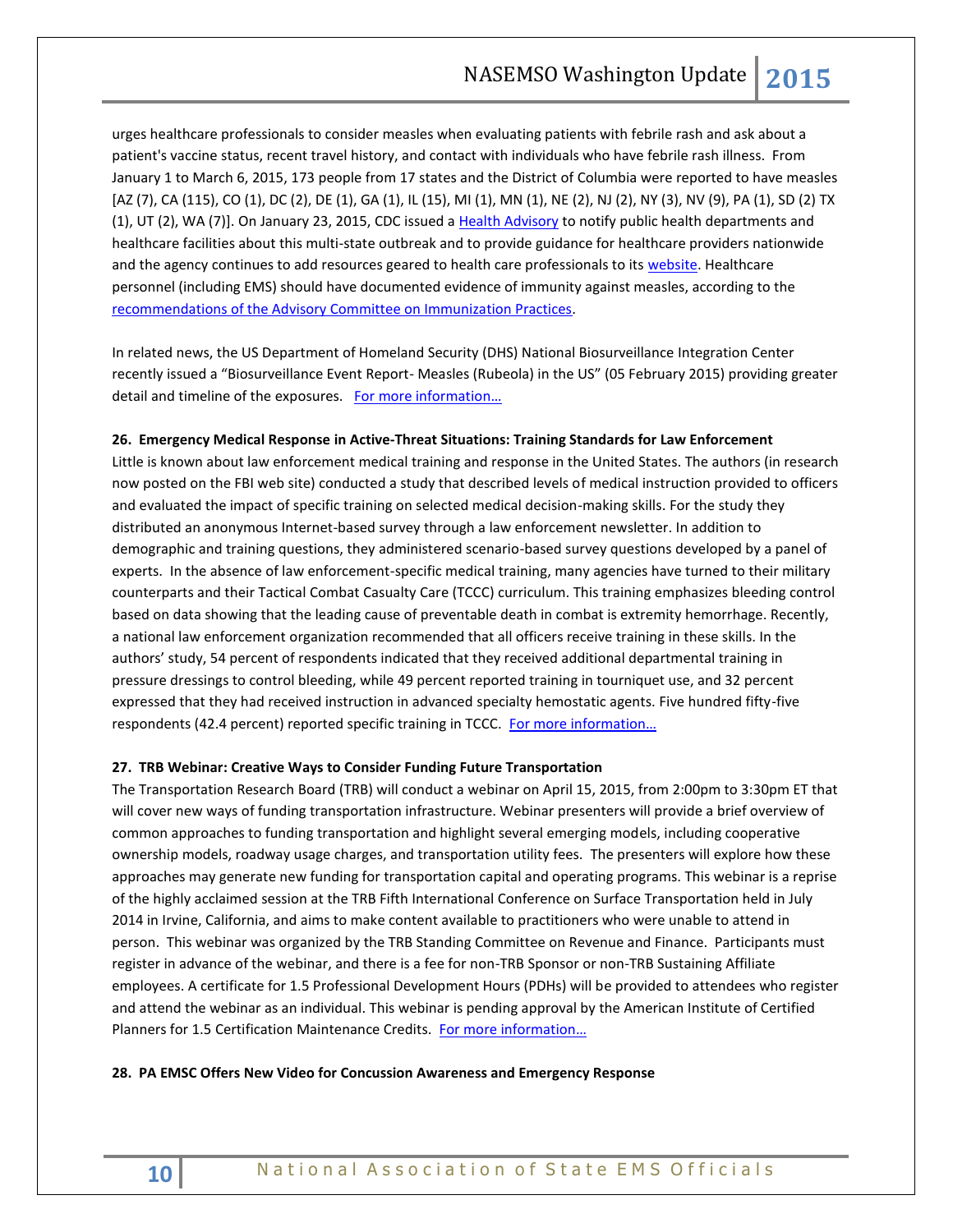urges healthcare professionals to consider measles when evaluating patients with febrile rash and ask about a patient's vaccine status, recent travel history, and contact with individuals who have febrile rash illness. From January 1 to March 6, 2015, 173 people from 17 states and the District of Columbia were reported to have measles [AZ (7), CA (115), CO (1), DC (2), DE (1), GA (1), IL (15), MI (1), MN (1), NE (2), NJ (2), NY (3), NV (9), PA (1), SD (2) TX (1), UT (2), WA (7)]. On January 23, 2015, CDC issued a Health Advisory to notify public health departments and healthcare facilities about this multi-state outbreak and to provide guidance for healthcare providers nationwide and the agency continues to add resources geared to health care professionals to its website. Healthcare personnel (including EMS) should have documented evidence of immunity against measles, according to the recommendations of the Advisory Committee on Immunization Practices.

In related news, the US Department of Homeland Security (DHS) National Biosurveillance Integration Center recently issued a "Biosurveillance Event Report- Measles (Rubeola) in the US" (05 February 2015) providing greater detail and timeline of the exposures. For more information…

**26. Emergency Medical Response in Active-Threat Situations: Training Standards for Law Enforcement**

Little is known about law enforcement medical training and response in the United States. The authors (in research now posted on the FBI web site) conducted a study that described levels of medical instruction provided to officers and evaluated the impact of specific training on selected medical decision-making skills. For the study they distributed an anonymous Internet-based survey through a law enforcement newsletter. In addition to demographic and training questions, they administered scenario-based survey questions developed by a panel of experts. In the absence of law enforcement-specific medical training, many agencies have turned to their military counterparts and their Tactical Combat Casualty Care (TCCC) curriculum. This training emphasizes bleeding control based on data showing that the leading cause of preventable death in combat is extremity hemorrhage. Recently, a national law enforcement organization recommended that all officers receive training in these skills. In the authors' study, 54 percent of respondents indicated that they received additional departmental training in pressure dressings to control bleeding, while 49 percent reported training in tourniquet use, and 32 percent expressed that they had received instruction in advanced specialty hemostatic agents. Five hundred fifty-five respondents (42.4 percent) reported specific training in TCCC. For more information…

**27. TRB Webinar: Creative Ways to Consider Funding Future Transportation**

The Transportation Research Board (TRB) will conduct a webinar on April 15, 2015, from 2:00pm to 3:30pm ET that will cover new ways of funding transportation infrastructure. Webinar presenters will provide a brief overview of common approaches to funding transportation and highlight several emerging models, including cooperative ownership models, roadway usage charges, and transportation utility fees. The presenters will explore how these approaches may generate new funding for transportation capital and operating programs. This webinar is a reprise of the highly acclaimed session at the TRB Fifth International Conference on Surface Transportation held in July 2014 in Irvine, California, and aims to make content available to practitioners who were unable to attend in person. This webinar was organized by the TRB Standing Committee on Revenue and Finance. Participants must register in advance of the webinar, and there is a fee for non-TRB Sponsor or non-TRB Sustaining Affiliate employees. A certificate for 1.5 Professional Development Hours (PDHs) will be provided to attendees who register and attend the webinar as an individual. This webinar is pending approval by the American Institute of Certified Planners for 1.5 Certification Maintenance Credits. For more information…

**28. PA EMSC Offers New Video for Concussion Awareness and Emergency Response**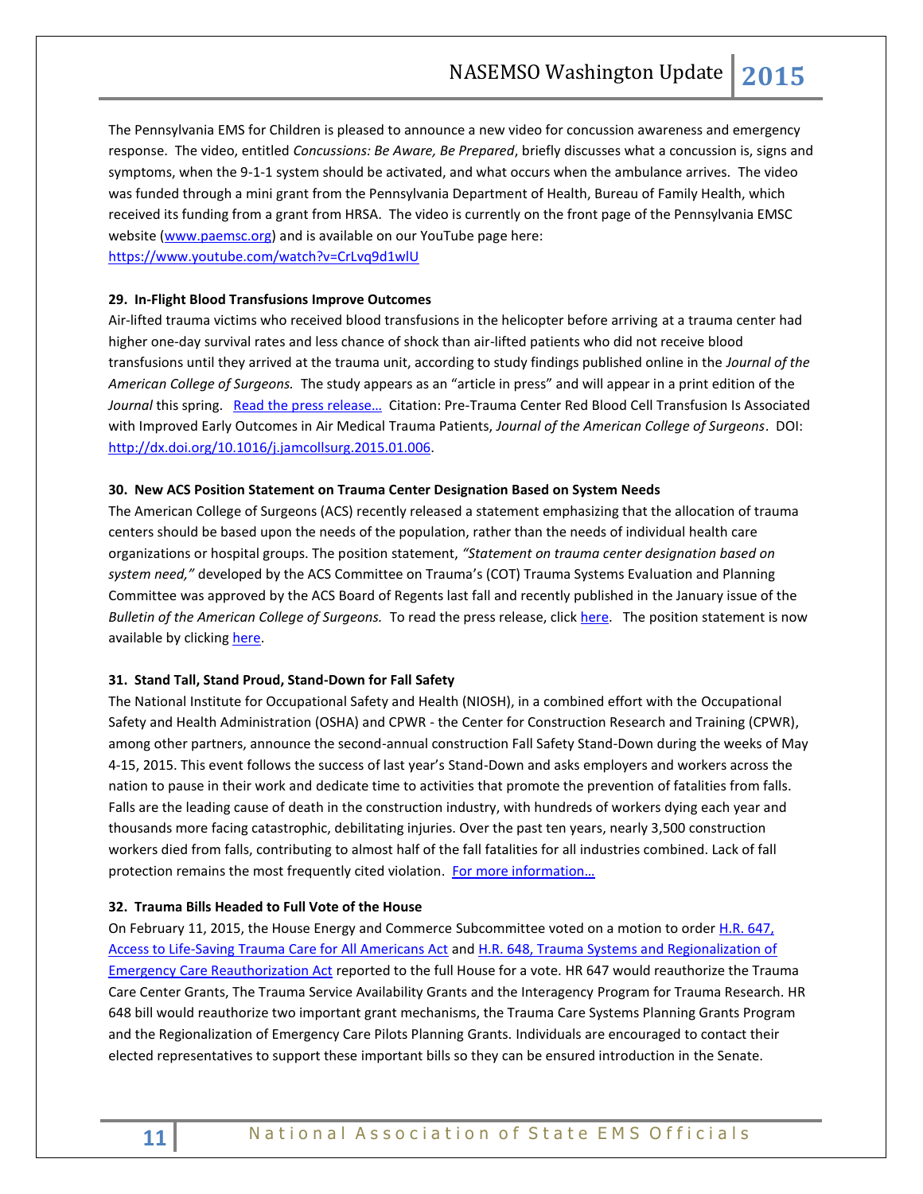The Pennsylvania EMS for Children is pleased to announce a new video for concussion awareness and emergency response. The video, entitled *Concussions: Be Aware, Be Prepared*, briefly discusses what a concussion is, signs and symptoms, when the 9-1-1 system should be activated, and what occurs when the ambulance arrives. The video was funded through a mini grant from the Pennsylvania Department of Health, Bureau of Family Health, which received its funding from a grant from HRSA. The video is currently on the front page of the Pennsylvania EMSC website (www.paemsc.org) and is available on our YouTube page here: https://www.youtube.com/watch?v=CrLvq9d1wlU

**29. In-Flight Blood Transfusions Improve Outcomes**

Air-lifted trauma victims who received blood transfusions in the helicopter before arriving at a trauma center had higher one-day survival rates and less chance of shock than air-lifted patients who did not receive blood transfusions until they arrived at the trauma unit, according to study findings published online in the *Journal of the American College of Surgeons.* The study appears as an "article in press" and will appear in a print edition of the *Journal* this spring. Read the press release… Citation: Pre-Trauma Center Red Blood Cell Transfusion Is Associated with Improved Early Outcomes in Air Medical Trauma Patients, *Journal of the American College of Surgeons*. DOI: http://dx.doi.org/10.1016/j.jamcollsurg.2015.01.006.

**30. New ACS Position Statement on Trauma Center Designation Based on System Needs**

The American College of Surgeons (ACS) recently released a statement emphasizing that the allocation of trauma centers should be based upon the needs of the population, rather than the needs of individual health care organizations or hospital groups. The position statement, *"Statement on trauma center designation based on system need,"* developed by the ACS Committee on Trauma's (COT) Trauma Systems Evaluation and Planning Committee was approved by the ACS Board of Regents last fall and recently published in the January issue of the *Bulletin of the American College of Surgeons.* To read the press release, click here. The position statement is now available by clicking here.

**31. Stand Tall, Stand Proud, Stand-Down for Fall Safety**

The National Institute for Occupational Safety and Health (NIOSH), in a combined effort with the Occupational Safety and Health Administration (OSHA) and CPWR - the Center for Construction Research and Training (CPWR), among other partners, announce the second-annual construction Fall Safety Stand-Down during the weeks of May 4-15, 2015. This event follows the success of last year's Stand-Down and asks employers and workers across the nation to pause in their work and dedicate time to activities that promote the prevention of fatalities from falls. Falls are the leading cause of death in the construction industry, with hundreds of workers dying each year and thousands more facing catastrophic, debilitating injuries. Over the past ten years, nearly 3,500 construction workers died from falls, contributing to almost half of the fall fatalities for all industries combined. Lack of fall protection remains the most frequently cited violation. For more information…

**32. Trauma Bills Headed to Full Vote of the House**

On February 11, 2015, the House Energy and Commerce Subcommittee voted on a motion to order H.R. 647, Access to Life-Saving Trauma Care for All Americans Act and H.R. 648, Trauma Systems and Regionalization of Emergency Care Reauthorization Act reported to the full House for a vote. HR 647 would reauthorize the Trauma Care Center Grants, The Trauma Service Availability Grants and the Interagency Program for Trauma Research. HR 648 bill would reauthorize two important grant mechanisms, the Trauma Care Systems Planning Grants Program and the Regionalization of Emergency Care Pilots Planning Grants. Individuals are encouraged to contact their elected representatives to support these important bills so they can be ensured introduction in the Senate.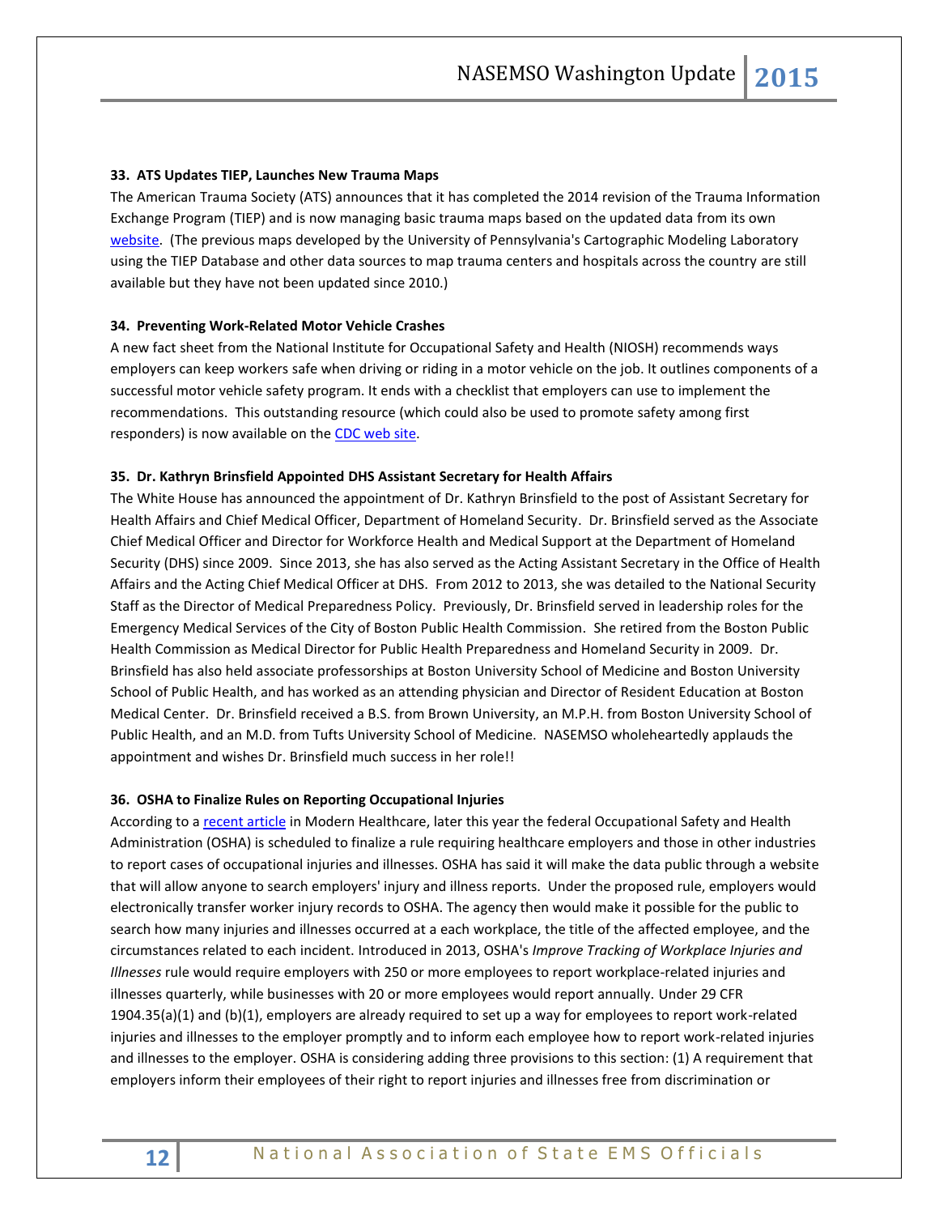**33. ATS Updates TIEP, Launches New Trauma Maps**

The American Trauma Society (ATS) announces that it has completed the 2014 revision of the Trauma Information Exchange Program (TIEP) and is now managing basic trauma maps based on the updated data from its own website. (The previous maps developed by the University of Pennsylvania's Cartographic Modeling Laboratory using the TIEP Database and other data sources to map trauma centers and hospitals across the country are still available but they have not been updated since 2010.)

**34. Preventing Work-Related Motor Vehicle Crashes**

A new fact sheet from the National Institute for Occupational Safety and Health (NIOSH) recommends ways employers can keep workers safe when driving or riding in a motor vehicle on the job. It outlines components of a successful motor vehicle safety program. It ends with a checklist that employers can use to implement the recommendations. This outstanding resource (which could also be used to promote safety among first responders) is now available on the CDC web site.

**35. Dr. Kathryn Brinsfield Appointed DHS Assistant Secretary for Health Affairs**

The White House has announced the appointment of Dr. Kathryn Brinsfield to the post of Assistant Secretary for Health Affairs and Chief Medical Officer, Department of Homeland Security. Dr. Brinsfield served as the Associate Chief Medical Officer and Director for Workforce Health and Medical Support at the Department of Homeland Security (DHS) since 2009. Since 2013, she has also served as the Acting Assistant Secretary in the Office of Health Affairs and the Acting Chief Medical Officer at DHS. From 2012 to 2013, she was detailed to the National Security Staff as the Director of Medical Preparedness Policy. Previously, Dr. Brinsfield served in leadership roles for the Emergency Medical Services of the City of Boston Public Health Commission. She retired from the Boston Public Health Commission as Medical Director for Public Health Preparedness and Homeland Security in 2009. Dr. Brinsfield has also held associate professorships at Boston University School of Medicine and Boston University School of Public Health, and has worked as an attending physician and Director of Resident Education at Boston Medical Center. Dr. Brinsfield received a B.S. from Brown University, an M.P.H. from Boston University School of Public Health, and an M.D. from Tufts University School of Medicine. NASEMSO wholeheartedly applauds the appointment and wishes Dr. Brinsfield much success in her role!!

**36. OSHA to Finalize Rules on Reporting Occupational Injuries**

According to a recent article in Modern Healthcare, later this year the federal Occupational Safety and Health Administration (OSHA) is scheduled to finalize a rule requiring healthcare employers and those in other industries to report cases of occupational injuries and illnesses. OSHA has said it will make the data public through a website that will allow anyone to search employers' injury and illness reports. Under the proposed rule, employers would electronically transfer worker injury records to OSHA. The agency then would make it possible for the public to search how many injuries and illnesses occurred at a each workplace, the title of the affected employee, and the circumstances related to each incident. Introduced in 2013, OSHA's *Improve Tracking of Workplace Injuries and Illnesses* rule would require employers with 250 or more employees to report workplace-related injuries and illnesses quarterly, while businesses with 20 or more employees would report annually. Under 29 CFR 1904.35(a)(1) and (b)(1), employers are already required to set up a way for employees to report work-related injuries and illnesses to the employer promptly and to inform each employee how to report work-related injuries and illnesses to the employer. OSHA is considering adding three provisions to this section: (1) A requirement that employers inform their employees of their right to report injuries and illnesses free from discrimination or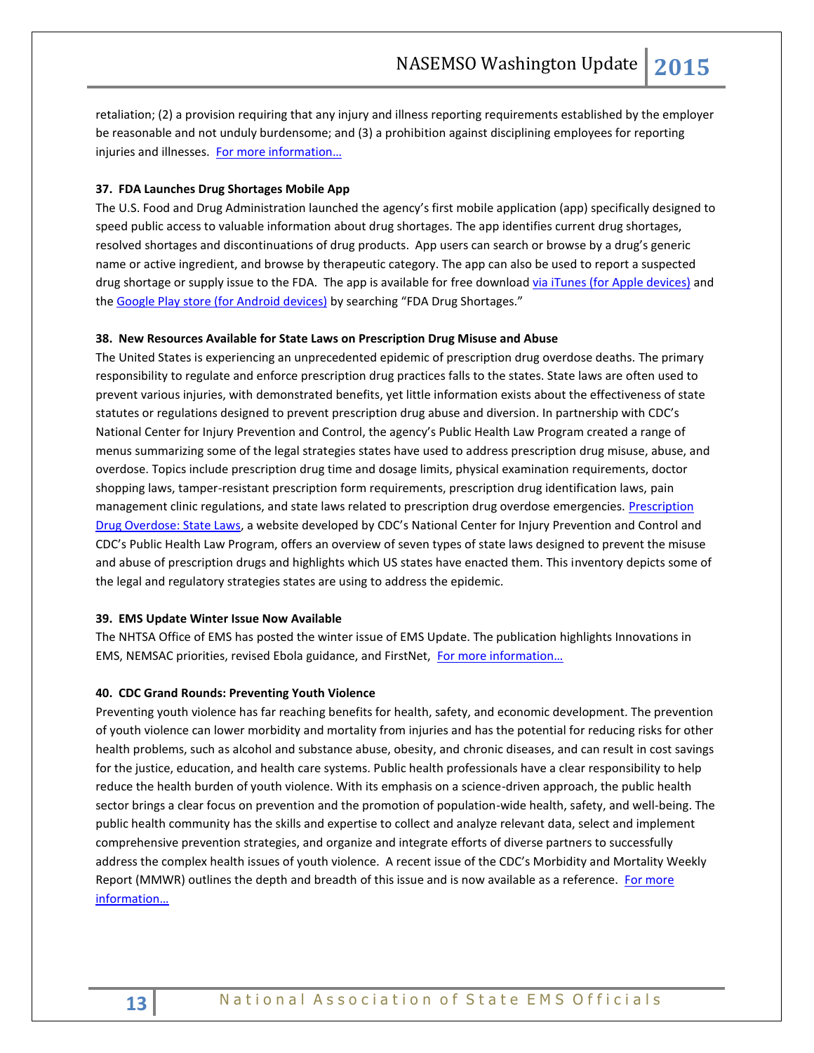retaliation; (2) a provision requiring that any injury and illness reporting requirements established by the employer be reasonable and not unduly burdensome; and (3) a prohibition against disciplining employees for reporting injuries and illnesses. [For more information…]

**37. FDA Launches Drug Shortages Mobile App**

The U.S. Food and Drug Administration launched the agency's first mobile application (app) specifically designed to speed public access to valuable information about drug shortages. The app identifies current drug shortages, resolved shortages and discontinuations of drug products. App users can search or browse by a drug's generic name or active ingredient, and browse by therapeutic category. The app can also be used to report a suspected drug shortage or supply issue to the FDA. The app is available for free download [via iTunes (for Apple devices)] and the [Google Play store (for Android devices)] by searching "FDA Drug Shortages."

**38. New Resources Available for State Laws on Prescription Drug Misuse and Abuse**

The United States is experiencing an unprecedented epidemic of prescription drug overdose deaths. The primary responsibility to regulate and enforce prescription drug practices falls to the states. State laws are often used to prevent various injuries, with demonstrated benefits, yet little information exists about the effectiveness of state statutes or regulations designed to prevent prescription drug abuse and diversion. In partnership with CDC's National Center for Injury Prevention and Control, the agency's Public Health Law Program created a range of menus summarizing some of the legal strategies states have used to address prescription drug misuse, abuse, and overdose. Topics include prescription drug time and dosage limits, physical examination requirements, doctor shopping laws, tamper-resistant prescription form requirements, prescription drug identification laws, pain management clinic regulations, and state laws related to prescription drug overdose emergencies. [Prescription Drug Overdose: State Laws], a website developed by CDC's National Center for Injury Prevention and Control and CDC's Public Health Law Program, offers an overview of seven types of state laws designed to prevent the misuse and abuse of prescription drugs and highlights which US states have enacted them. This inventory depicts some of the legal and regulatory strategies states are using to address the epidemic.

**39. EMS Update Winter Issue Now Available**

The NHTSA Office of EMS has posted the winter issue of EMS Update. The publication highlights Innovations in EMS, NEMSAC priorities, revised Ebola guidance, and FirstNet, [For more information…]

**40. CDC Grand Rounds: Preventing Youth Violence**

Preventing youth violence has far reaching benefits for health, safety, and economic development. The prevention of youth violence can lower morbidity and mortality from injuries and has the potential for reducing risks for other health problems, such as alcohol and substance abuse, obesity, and chronic diseases, and can result in cost savings for the justice, education, and health care systems. Public health professionals have a clear responsibility to help reduce the health burden of youth violence. With its emphasis on a science-driven approach, the public health sector brings a clear focus on prevention and the promotion of population-wide health, safety, and well-being. The public health community has the skills and expertise to collect and analyze relevant data, select and implement comprehensive prevention strategies, and organize and integrate efforts of diverse partners to successfully address the complex health issues of youth violence. A recent issue of the CDC's Morbidity and Mortality Weekly Report (MMWR) outlines the depth and breadth of this issue and is now available as a reference. [For more information…]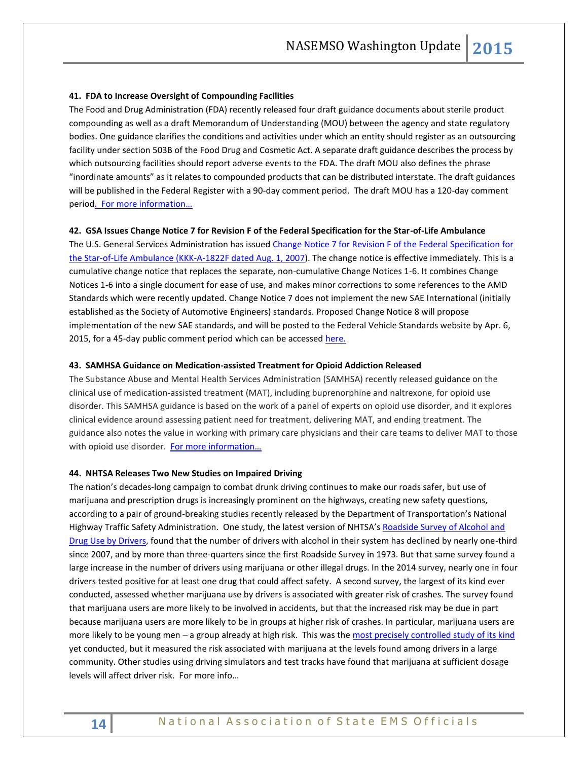**41. FDA to Increase Oversight of Compounding Facilities**

The Food and Drug Administration (FDA) recently released four draft guidance documents about sterile product compounding as well as a draft Memorandum of Understanding (MOU) between the agency and state regulatory bodies. One guidance clarifies the conditions and activities under which an entity should register as an outsourcing facility under section 503B of the Food Drug and Cosmetic Act. A separate draft guidance describes the process by which outsourcing facilities should report adverse events to the FDA. The draft MOU also defines the phrase "inordinate amounts" as it relates to compounded products that can be distributed interstate. The draft guidances will be published in the Federal Register with a 90-day comment period. The draft MOU has a 120-day comment period. For more information…

**42. GSA Issues Change Notice 7 for Revision F of the Federal Specification for the Star-of-Life Ambulance**

The U.S. General Services Administration has issued Change Notice 7 for Revision F of the Federal Specification for the Star-of-Life Ambulance (KKK-A-1822F dated Aug. 1, 2007). The change notice is effective immediately. This is a cumulative change notice that replaces the separate, non-cumulative Change Notices 1-6. It combines Change Notices 1-6 into a single document for ease of use, and makes minor corrections to some references to the AMD Standards which were recently updated. Change Notice 7 does not implement the new SAE International (initially established as the Society of Automotive Engineers) standards. Proposed Change Notice 8 will propose implementation of the new SAE standards, and will be posted to the Federal Vehicle Standards website by Apr. 6, 2015, for a 45-day public comment period which can be accessed here.

**43. SAMHSA Guidance on Medication-assisted Treatment for Opioid Addiction Released**

The Substance Abuse and Mental Health Services Administration (SAMHSA) recently released guidance on the clinical use of medication-assisted treatment (MAT), including buprenorphine and naltrexone, for opioid use disorder. This SAMHSA guidance is based on the work of a panel of experts on opioid use disorder, and it explores clinical evidence around assessing patient need for treatment, delivering MAT, and ending treatment. The guidance also notes the value in working with primary care physicians and their care teams to deliver MAT to those with opioid use disorder. For more information…

**44. NHTSA Releases Two New Studies on Impaired Driving**

The nation's decades-long campaign to combat drunk driving continues to make our roads safer, but use of marijuana and prescription drugs is increasingly prominent on the highways, creating new safety questions, according to a pair of ground-breaking studies recently released by the Department of Transportation's National Highway Traffic Safety Administration. One study, the latest version of NHTSA's Roadside Survey of Alcohol and Drug Use by Drivers, found that the number of drivers with alcohol in their system has declined by nearly one-third since 2007, and by more than three-quarters since the first Roadside Survey in 1973. But that same survey found a large increase in the number of drivers using marijuana or other illegal drugs. In the 2014 survey, nearly one in four drivers tested positive for at least one drug that could affect safety. A second survey, the largest of its kind ever conducted, assessed whether marijuana use by drivers is associated with greater risk of crashes. The survey found that marijuana users are more likely to be involved in accidents, but that the increased risk may be due in part because marijuana users are more likely to be in groups at higher risk of crashes. In particular, marijuana users are more likely to be young men – a group already at high risk. This was the most precisely controlled study of its kind yet conducted, but it measured the risk associated with marijuana at the levels found among drivers in a large community. Other studies using driving simulators and test tracks have found that marijuana at sufficient dosage levels will affect driver risk. For more info…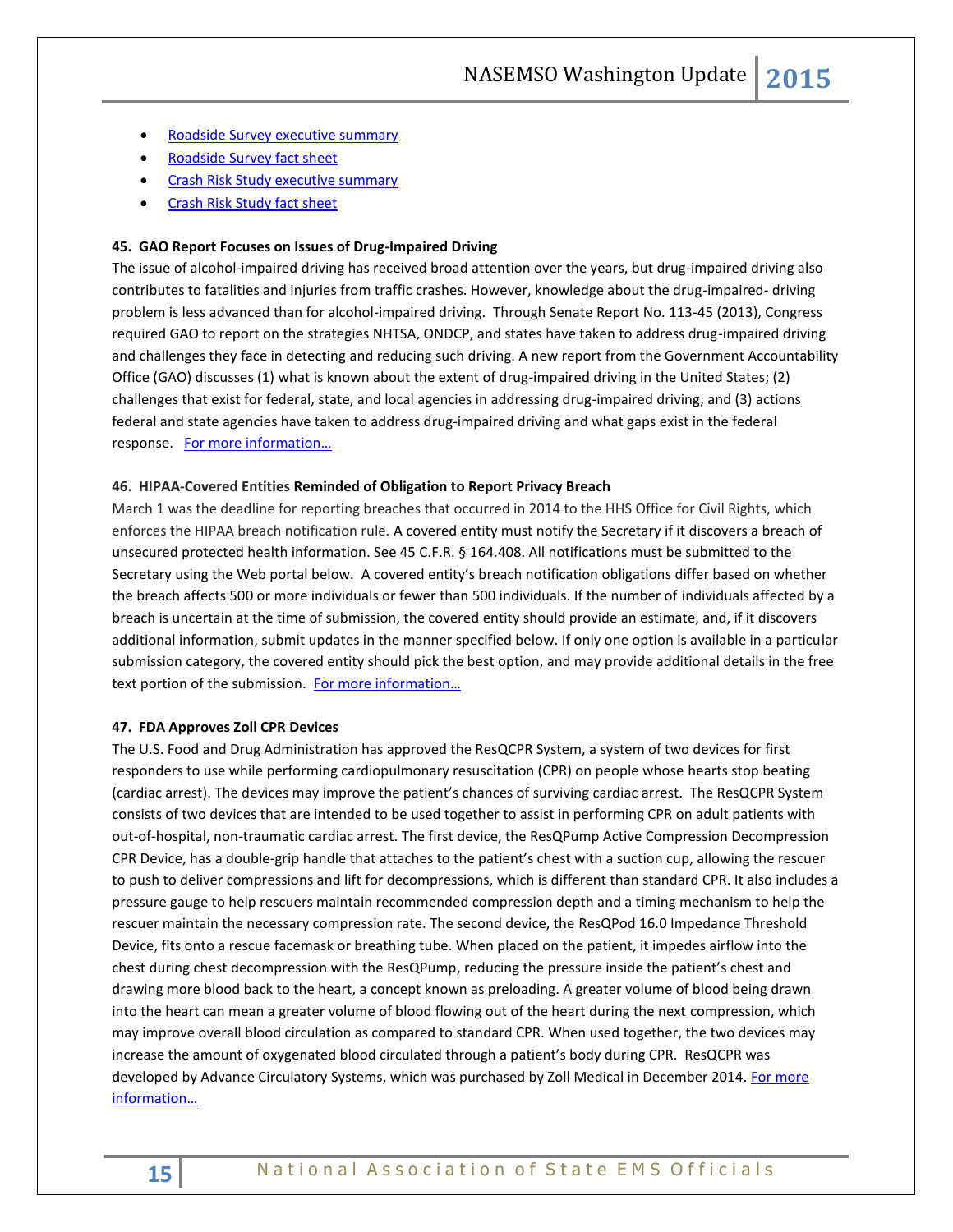- Roadside Survey executive summary
- Roadside Survey fact sheet
- Crash Risk Study executive summary
- Crash Risk Study fact sheet

**45. GAO Report Focuses on Issues of Drug-Impaired Driving**

The issue of alcohol-impaired driving has received broad attention over the years, but drug-impaired driving also contributes to fatalities and injuries from traffic crashes. However, knowledge about the drug-impaired- driving problem is less advanced than for alcohol-impaired driving. Through Senate Report No. 113-45 (2013), Congress required GAO to report on the strategies NHTSA, ONDCP, and states have taken to address drug-impaired driving and challenges they face in detecting and reducing such driving. A new report from the Government Accountability Office (GAO) discusses (1) what is known about the extent of drug-impaired driving in the United States; (2) challenges that exist for federal, state, and local agencies in addressing drug-impaired driving; and (3) actions federal and state agencies have taken to address drug-impaired driving and what gaps exist in the federal response. For more information…

**46. HIPAA-Covered Entities Reminded of Obligation to Report Privacy Breach**

March 1 was the deadline for reporting breaches that occurred in 2014 to the HHS Office for Civil Rights, which enforces the HIPAA breach notification rule. A covered entity must notify the Secretary if it discovers a breach of unsecured protected health information. See 45 C.F.R. § 164.408. All notifications must be submitted to the Secretary using the Web portal below. A covered entity's breach notification obligations differ based on whether the breach affects 500 or more individuals or fewer than 500 individuals. If the number of individuals affected by a breach is uncertain at the time of submission, the covered entity should provide an estimate, and, if it discovers additional information, submit updates in the manner specified below. If only one option is available in a particular submission category, the covered entity should pick the best option, and may provide additional details in the free text portion of the submission. For more information…

**47. FDA Approves Zoll CPR Devices**

The U.S. Food and Drug Administration has approved the ResQCPR System, a system of two devices for first responders to use while performing cardiopulmonary resuscitation (CPR) on people whose hearts stop beating (cardiac arrest). The devices may improve the patient's chances of surviving cardiac arrest. The ResQCPR System consists of two devices that are intended to be used together to assist in performing CPR on adult patients with out-of-hospital, non-traumatic cardiac arrest. The first device, the ResQPump Active Compression Decompression CPR Device, has a double-grip handle that attaches to the patient's chest with a suction cup, allowing the rescuer to push to deliver compressions and lift for decompressions, which is different than standard CPR. It also includes a pressure gauge to help rescuers maintain recommended compression depth and a timing mechanism to help the rescuer maintain the necessary compression rate. The second device, the ResQPod 16.0 Impedance Threshold Device, fits onto a rescue facemask or breathing tube. When placed on the patient, it impedes airflow into the chest during chest decompression with the ResQPump, reducing the pressure inside the patient's chest and drawing more blood back to the heart, a concept known as preloading. A greater volume of blood being drawn into the heart can mean a greater volume of blood flowing out of the heart during the next compression, which may improve overall blood circulation as compared to standard CPR. When used together, the two devices may increase the amount of oxygenated blood circulated through a patient's body during CPR. ResQCPR was developed by Advance Circulatory Systems, which was purchased by Zoll Medical in December 2014. For more information…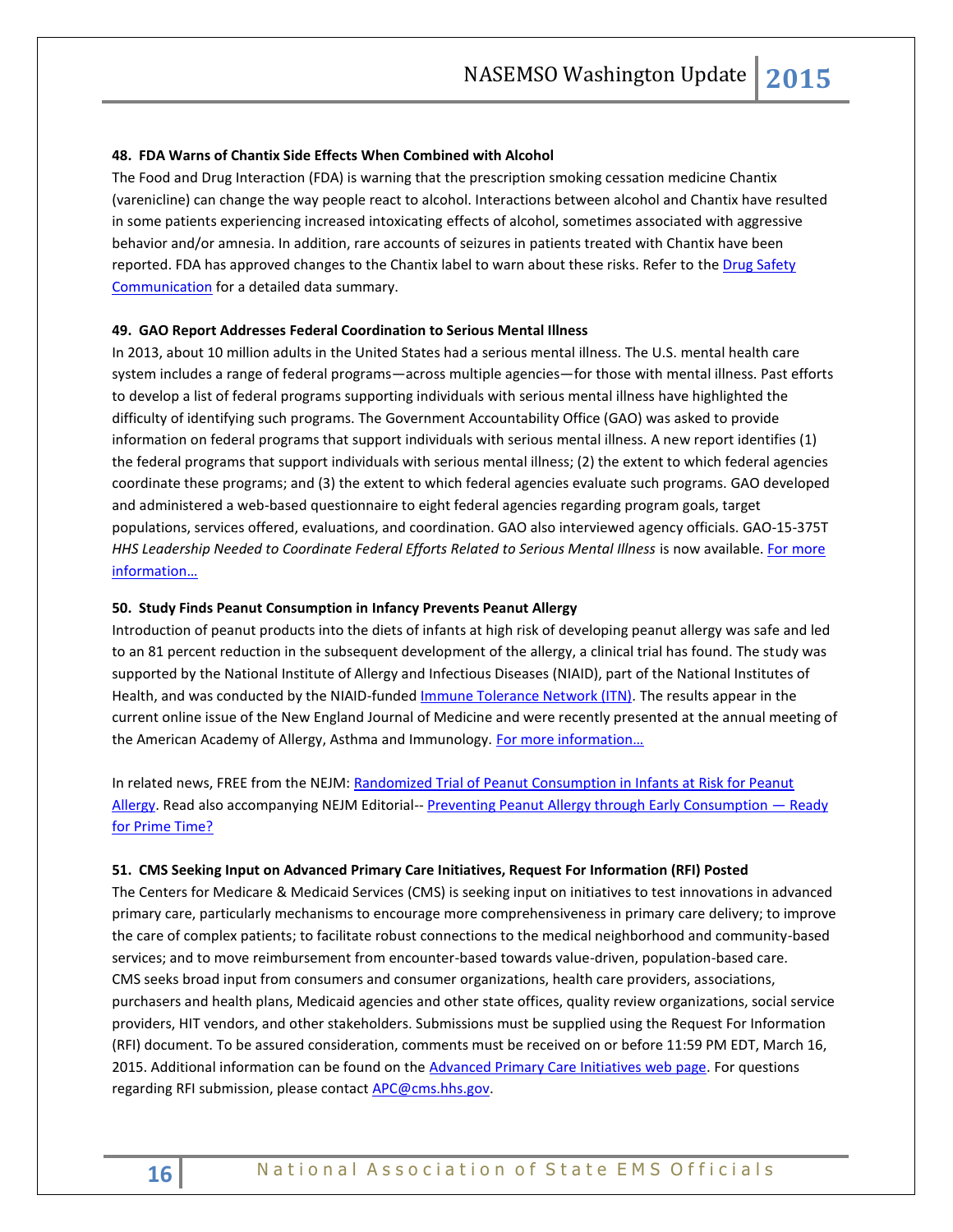**48. FDA Warns of Chantix Side Effects When Combined with Alcohol**

The Food and Drug Interaction (FDA) is warning that the prescription smoking cessation medicine Chantix (varenicline) can change the way people react to alcohol. Interactions between alcohol and Chantix have resulted in some patients experiencing increased intoxicating effects of alcohol, sometimes associated with aggressive behavior and/or amnesia. In addition, rare accounts of seizures in patients treated with Chantix have been reported. FDA has approved changes to the Chantix label to warn about these risks. Refer to the Drug Safety Communication for a detailed data summary.

**49. GAO Report Addresses Federal Coordination to Serious Mental Illness**

In 2013, about 10 million adults in the United States had a serious mental illness. The U.S. mental health care system includes a range of federal programs—across multiple agencies—for those with mental illness. Past efforts to develop a list of federal programs supporting individuals with serious mental illness have highlighted the difficulty of identifying such programs. The Government Accountability Office (GAO) was asked to provide information on federal programs that support individuals with serious mental illness. A new report identifies (1) the federal programs that support individuals with serious mental illness; (2) the extent to which federal agencies coordinate these programs; and (3) the extent to which federal agencies evaluate such programs. GAO developed and administered a web-based questionnaire to eight federal agencies regarding program goals, target populations, services offered, evaluations, and coordination. GAO also interviewed agency officials. GAO-15-375T *HHS Leadership Needed to Coordinate Federal Efforts Related to Serious Mental Illness* is now available. For more information…

**50. Study Finds Peanut Consumption in Infancy Prevents Peanut Allergy**

Introduction of peanut products into the diets of infants at high risk of developing peanut allergy was safe and led to an 81 percent reduction in the subsequent development of the allergy, a clinical trial has found. The study was supported by the National Institute of Allergy and Infectious Diseases (NIAID), part of the National Institutes of Health, and was conducted by the NIAID-funded Immune Tolerance Network (ITN). The results appear in the current online issue of the New England Journal of Medicine and were recently presented at the annual meeting of the American Academy of Allergy, Asthma and Immunology. For more information…

In related news, FREE from the NEJM: Randomized Trial of Peanut Consumption in Infants at Risk for Peanut Allergy. Read also accompanying NEJM Editorial-- Preventing Peanut Allergy through Early Consumption — Ready for Prime Time?

**51. CMS Seeking Input on Advanced Primary Care Initiatives, Request For Information (RFI) Posted**

The Centers for Medicare & Medicaid Services (CMS) is seeking input on initiatives to test innovations in advanced primary care, particularly mechanisms to encourage more comprehensiveness in primary care delivery; to improve the care of complex patients; to facilitate robust connections to the medical neighborhood and community-based services; and to move reimbursement from encounter-based towards value-driven, population-based care. CMS seeks broad input from consumers and consumer organizations, health care providers, associations, purchasers and health plans, Medicaid agencies and other state offices, quality review organizations, social service providers, HIT vendors, and other stakeholders. Submissions must be supplied using the Request For Information (RFI) document. To be assured consideration, comments must be received on or before 11:59 PM EDT, March 16, 2015. Additional information can be found on the Advanced Primary Care Initiatives web page. For questions regarding RFI submission, please contact APC@cms.hhs.gov.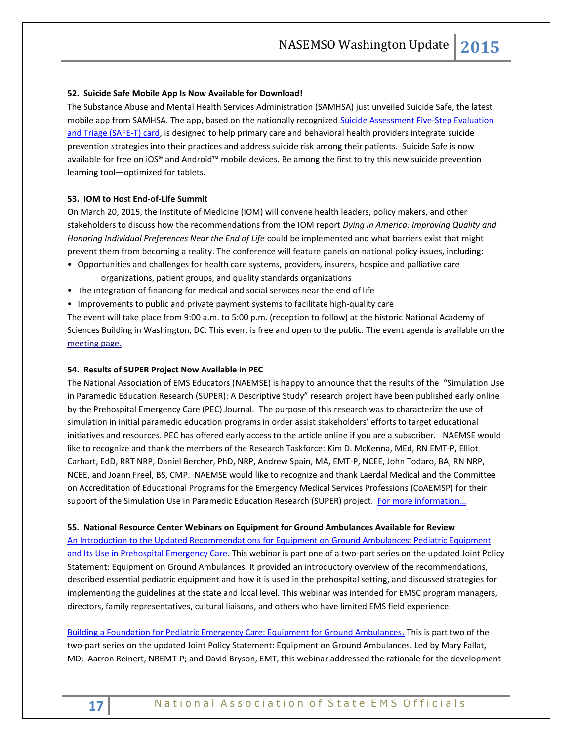### 52. Suicide Safe Mobile App Is Now Available for Download!

The Substance Abuse and Mental Health Services Administration (SAMHSA) just unveiled Suicide Safe, the latest mobile app from SAMHSA. The app, based on the nationally recognized [Suicide Assessment Five-Step Evaluation and Triage (SAFE-T) card](), is designed to help primary care and behavioral health providers integrate suicide prevention strategies into their practices and address suicide risk among their patients. Suicide Safe is now available for free on iOS® and Android™ mobile devices. Be among the first to try this new suicide prevention learning tool—optimized for tablets.

### 53. IOM to Host End-of-Life Summit

On March 20, 2015, the Institute of Medicine (IOM) will convene health leaders, policy makers, and other stakeholders to discuss how the recommendations from the IOM report *Dying in America: Improving Quality and Honoring Individual Preferences Near the End of Life* could be implemented and what barriers exist that might prevent them from becoming a reality. The conference will feature panels on national policy issues, including:

- Opportunities and challenges for health care systems, providers, insurers, hospice and palliative care organizations, patient groups, and quality standards organizations
- The integration of financing for medical and social services near the end of life
- Improvements to public and private payment systems to facilitate high-quality care

The event will take place from 9:00 a.m. to 5:00 p.m. (reception to follow) at the historic National Academy of Sciences Building in Washington, DC. This event is free and open to the public. The event agenda is available on the [meeting page.]()

### 54. Results of SUPER Project Now Available in PEC

The National Association of EMS Educators (NAEMSE) is happy to announce that the results of the "Simulation Use in Paramedic Education Research (SUPER): A Descriptive Study" research project have been published early online by the Prehospital Emergency Care (PEC) Journal. The purpose of this research was to characterize the use of simulation in initial paramedic education programs in order assist stakeholders' efforts to target educational initiatives and resources. PEC has offered early access to the article online if you are a subscriber. NAEMSE would like to recognize and thank the members of the Research Taskforce: Kim D. McKenna, MEd, RN EMT-P, Elliot Carhart, EdD, RRT NRP, Daniel Bercher, PhD, NRP, Andrew Spain, MA, EMT-P, NCEE, John Todaro, BA, RN NRP, NCEE, and Joann Freel, BS, CMP. NAEMSE would like to recognize and thank Laerdal Medical and the Committee on Accreditation of Educational Programs for the Emergency Medical Services Professions (CoAEMSP) for their support of the Simulation Use in Paramedic Education Research (SUPER) project. [For more information…]()

### 55. National Resource Center Webinars on Equipment for Ground Ambulances Available for Review

[An Introduction to the Updated Recommendations for Equipment on Ground Ambulances: Pediatric Equipment and Its Use in Prehospital Emergency Care](). This webinar is part one of a two-part series on the updated Joint Policy Statement: Equipment on Ground Ambulances. It provided an introductory overview of the recommendations, described essential pediatric equipment and how it is used in the prehospital setting, and discussed strategies for implementing the guidelines at the state and local level. This webinar was intended for EMSC program managers, directors, family representatives, cultural liaisons, and others who have limited EMS field experience.

[Building a Foundation for Pediatric Emergency Care: Equipment for Ground Ambulances](). This is part two of the two-part series on the updated Joint Policy Statement: Equipment on Ground Ambulances. Led by Mary Fallat, MD; Aarron Reinert, NREMT-P; and David Bryson, EMT, this webinar addressed the rationale for the development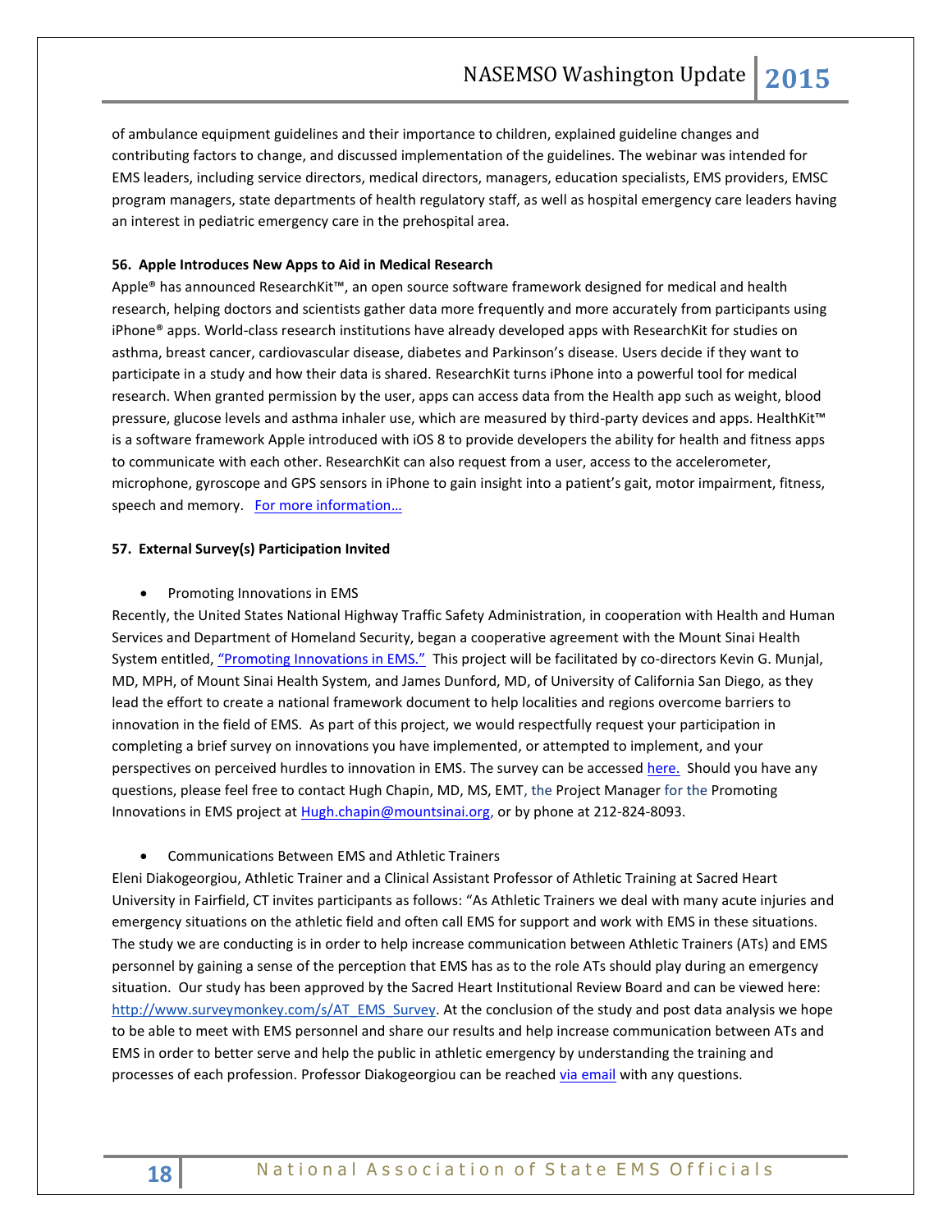of ambulance equipment guidelines and their importance to children, explained guideline changes and contributing factors to change, and discussed implementation of the guidelines. The webinar was intended for EMS leaders, including service directors, medical directors, managers, education specialists, EMS providers, EMSC program managers, state departments of health regulatory staff, as well as hospital emergency care leaders having an interest in pediatric emergency care in the prehospital area.

**56. Apple Introduces New Apps to Aid in Medical Research**

Apple® has announced ResearchKit™, an open source software framework designed for medical and health research, helping doctors and scientists gather data more frequently and more accurately from participants using iPhone® apps. World-class research institutions have already developed apps with ResearchKit for studies on asthma, breast cancer, cardiovascular disease, diabetes and Parkinson's disease. Users decide if they want to participate in a study and how their data is shared. ResearchKit turns iPhone into a powerful tool for medical research. When granted permission by the user, apps can access data from the Health app such as weight, blood pressure, glucose levels and asthma inhaler use, which are measured by third-party devices and apps. HealthKit™ is a software framework Apple introduced with iOS 8 to provide developers the ability for health and fitness apps to communicate with each other. ResearchKit can also request from a user, access to the accelerometer, microphone, gyroscope and GPS sensors in iPhone to gain insight into a patient's gait, motor impairment, fitness, speech and memory. For more information…

**57. External Survey(s) Participation Invited**

- Promoting Innovations in EMS

Recently, the United States National Highway Traffic Safety Administration, in cooperation with Health and Human Services and Department of Homeland Security, began a cooperative agreement with the Mount Sinai Health System entitled, "Promoting Innovations in EMS." This project will be facilitated by co-directors Kevin G. Munjal, MD, MPH, of Mount Sinai Health System, and James Dunford, MD, of University of California San Diego, as they lead the effort to create a national framework document to help localities and regions overcome barriers to innovation in the field of EMS. As part of this project, we would respectfully request your participation in completing a brief survey on innovations you have implemented, or attempted to implement, and your perspectives on perceived hurdles to innovation in EMS. The survey can be accessed here. Should you have any questions, please feel free to contact Hugh Chapin, MD, MS, EMT, the Project Manager for the Promoting Innovations in EMS project at Hugh.chapin@mountsinai.org, or by phone at 212-824-8093.

- Communications Between EMS and Athletic Trainers

Eleni Diakogeorgiou, Athletic Trainer and a Clinical Assistant Professor of Athletic Training at Sacred Heart University in Fairfield, CT invites participants as follows: "As Athletic Trainers we deal with many acute injuries and emergency situations on the athletic field and often call EMS for support and work with EMS in these situations. The study we are conducting is in order to help increase communication between Athletic Trainers (ATs) and EMS personnel by gaining a sense of the perception that EMS has as to the role ATs should play during an emergency situation. Our study has been approved by the Sacred Heart Institutional Review Board and can be viewed here: http://www.surveymonkey.com/s/AT_EMS_Survey. At the conclusion of the study and post data analysis we hope to be able to meet with EMS personnel and share our results and help increase communication between ATs and EMS in order to better serve and help the public in athletic emergency by understanding the training and processes of each profession. Professor Diakogeorgiou can be reached via email with any questions.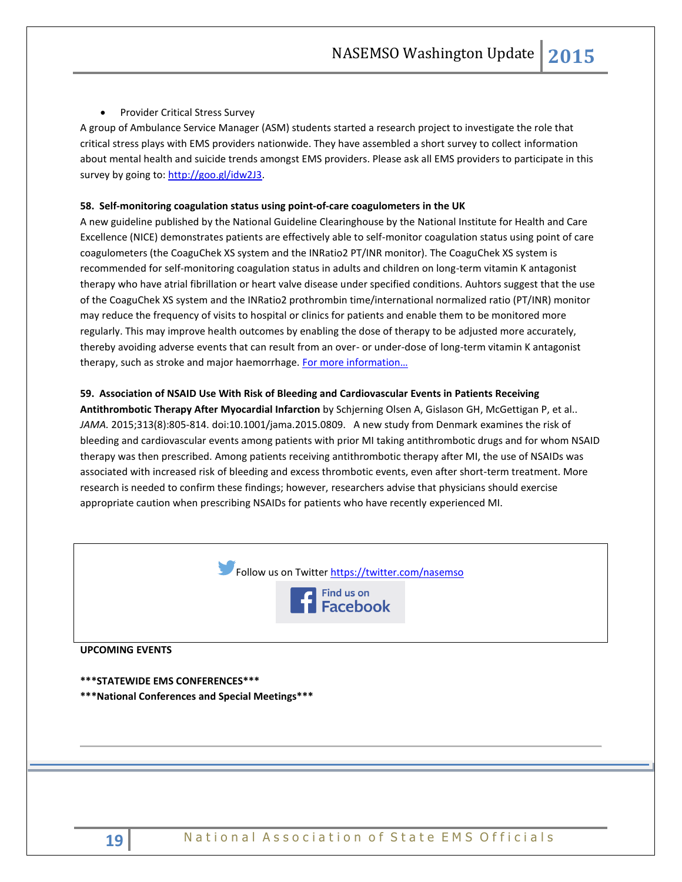- Provider Critical Stress Survey

A group of Ambulance Service Manager (ASM) students started a research project to investigate the role that critical stress plays with EMS providers nationwide. They have assembled a short survey to collect information about mental health and suicide trends amongst EMS providers. Please ask all EMS providers to participate in this survey by going to: [http://goo.gl/idw2J3](http://goo.gl/idw2J3).

**58. Self-monitoring coagulation status using point-of-care coagulometers in the UK**

A new guideline published by the National Guideline Clearinghouse by the National Institute for Health and Care Excellence (NICE) demonstrates patients are effectively able to self-monitor coagulation status using point of care coagulometers (the CoaguChek XS system and the INRatio2 PT/INR monitor). The CoaguChek XS system is recommended for self-monitoring coagulation status in adults and children on long-term vitamin K antagonist therapy who have atrial fibrillation or heart valve disease under specified conditions. Auhtors suggest that the use of the CoaguChek XS system and the INRatio2 prothrombin time/international normalized ratio (PT/INR) monitor may reduce the frequency of visits to hospital or clinics for patients and enable them to be monitored more regularly. This may improve health outcomes by enabling the dose of therapy to be adjusted more accurately, thereby avoiding adverse events that can result from an over- or under-dose of long-term vitamin K antagonist therapy, such as stroke and major haemorrhage. For more information…

**59. Association of NSAID Use With Risk of Bleeding and Cardiovascular Events in Patients Receiving Antithrombotic Therapy After Myocardial Infarction** by Schjerning Olsen A, Gislason GH, McGettigan P, et al.. *JAMA.* 2015;313(8):805-814. doi:10.1001/jama.2015.0809. A new study from Denmark examines the risk of bleeding and cardiovascular events among patients with prior MI taking antithrombotic drugs and for whom NSAID therapy was then prescribed. Among patients receiving antithrombotic therapy after MI, the use of NSAIDs was associated with increased risk of bleeding and excess thrombotic events, even after short-term treatment. More research is needed to confirm these findings; however, researchers advise that physicians should exercise appropriate caution when prescribing NSAIDs for patients who have recently experienced MI.

Follow us on Twitter [https://twitter.com/nasemso](https://twitter.com/nasemso)

Find us on Facebook

**UPCOMING EVENTS**

**\*\*\*STATEWIDE EMS CONFERENCES\*\*\***

**\*\*\*National Conferences and Special Meetings\*\*\***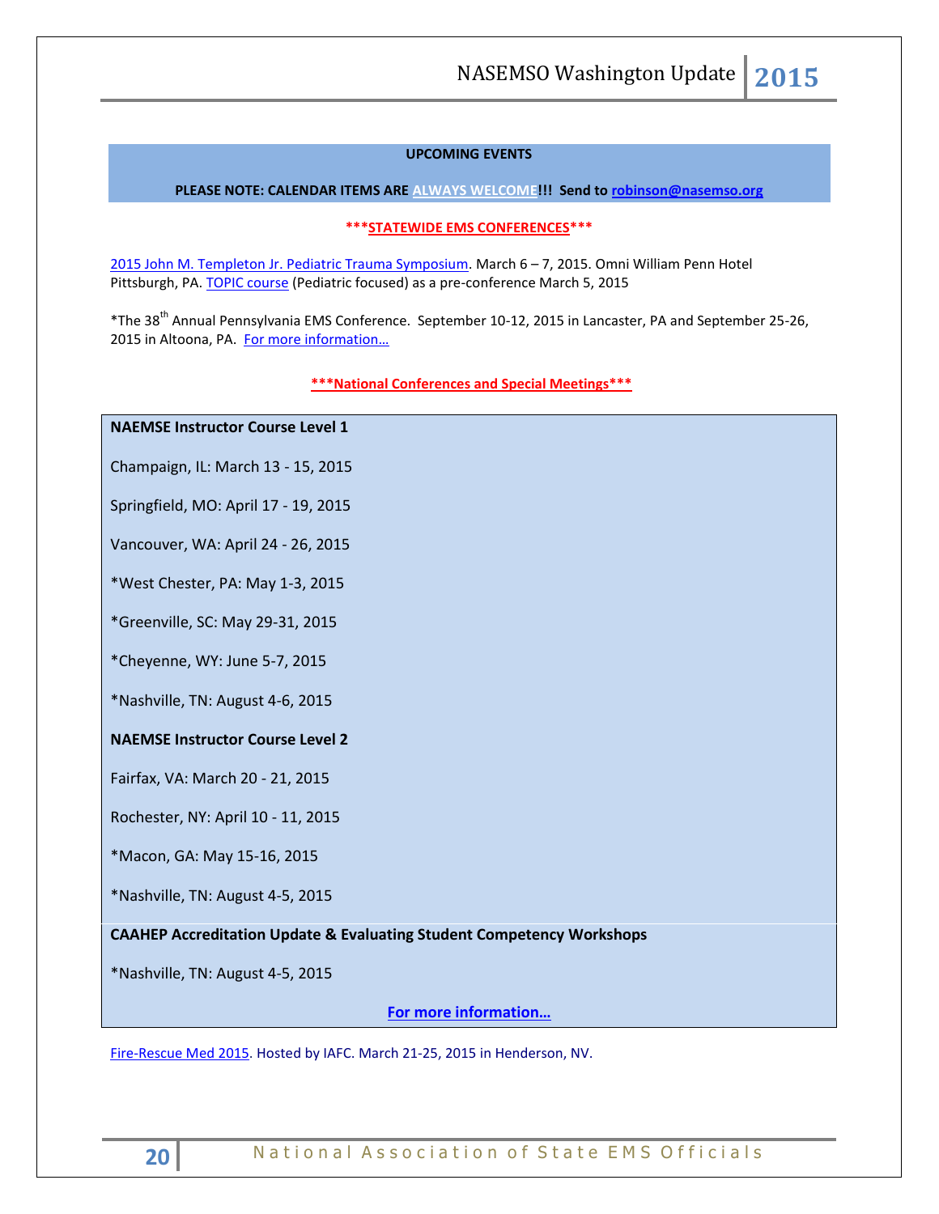**UPCOMING EVENTS**

**PLEASE NOTE: CALENDAR ITEMS ARE ALWAYS WELCOME!!! Send to robinson@nasemso.org**

**\*\*\*STATEWIDE EMS CONFERENCES\*\*\***

2015 John M. Templeton Jr. Pediatric Trauma Symposium. March 6 – 7, 2015. Omni William Penn Hotel Pittsburgh, PA. TOPIC course (Pediatric focused) as a pre-conference March 5, 2015

*The 38th Annual Pennsylvania EMS Conference. September 10-12, 2015 in Lancaster, PA and September 25-26, 2015 in Altoona, PA. For more information…

**\*\*\*National Conferences and Special Meetings\*\*\***

**NAEMSE Instructor Course Level 1**

Champaign, IL: March 13 - 15, 2015

Springfield, MO: April 17 - 19, 2015

Vancouver, WA: April 24 - 26, 2015

*West Chester, PA: May 1-3, 2015

*Greenville, SC: May 29-31, 2015

*Cheyenne, WY: June 5-7, 2015

*Nashville, TN: August 4-6, 2015

**NAEMSE Instructor Course Level 2**

Fairfax, VA: March 20 - 21, 2015

Rochester, NY: April 10 - 11, 2015

*Macon, GA: May 15-16, 2015

*Nashville, TN: August 4-5, 2015

**CAAHEP Accreditation Update & Evaluating Student Competency Workshops**

*Nashville, TN: August 4-5, 2015

**For more information…**

Fire-Rescue Med 2015. Hosted by IAFC. March 21-25, 2015 in Henderson, NV.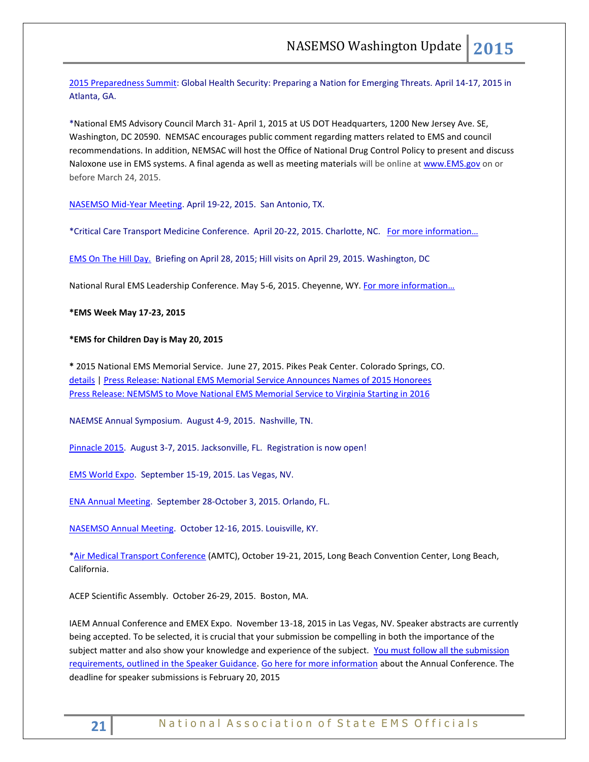2015 Preparedness Summit: Global Health Security: Preparing a Nation for Emerging Threats. April 14-17, 2015 in Atlanta, GA.

*National EMS Advisory Council March 31- April 1, 2015 at US DOT Headquarters, 1200 New Jersey Ave. SE, Washington, DC 20590. NEMSAC encourages public comment regarding matters related to EMS and council recommendations. In addition, NEMSAC will host the Office of National Drug Control Policy to present and discuss Naloxone use in EMS systems. A final agenda as well as meeting materials will be online at www.EMS.gov on or before March 24, 2015.

NASEMSO Mid-Year Meeting. April 19-22, 2015. San Antonio, TX.

*Critical Care Transport Medicine Conference. April 20-22, 2015. Charlotte, NC. For more information…

EMS On The Hill Day. Briefing on April 28, 2015; Hill visits on April 29, 2015. Washington, DC

National Rural EMS Leadership Conference. May 5-6, 2015. Cheyenne, WY. For more information…

**\*EMS Week May 17-23, 2015**

**\*EMS for Children Day is May 20, 2015**

* 2015 National EMS Memorial Service. June 27, 2015. Pikes Peak Center. Colorado Springs, CO.
details | Press Release: National EMS Memorial Service Announces Names of 2015 Honorees
Press Release: NEMSMS to Move National EMS Memorial Service to Virginia Starting in 2016

NAEMSE Annual Symposium. August 4-9, 2015. Nashville, TN.

Pinnacle 2015. August 3-7, 2015. Jacksonville, FL. Registration is now open!

EMS World Expo. September 15-19, 2015. Las Vegas, NV.

ENA Annual Meeting. September 28-October 3, 2015. Orlando, FL.

NASEMSO Annual Meeting. October 12-16, 2015. Louisville, KY.

*Air Medical Transport Conference (AMTC), October 19-21, 2015, Long Beach Convention Center, Long Beach, California.

ACEP Scientific Assembly. October 26-29, 2015. Boston, MA.

IAEM Annual Conference and EMEX Expo. November 13-18, 2015 in Las Vegas, NV. Speaker abstracts are currently being accepted. To be selected, it is crucial that your submission be compelling in both the importance of the subject matter and also show your knowledge and experience of the subject. You must follow all the submission requirements, outlined in the Speaker Guidance. Go here for more information about the Annual Conference. The deadline for speaker submissions is February 20, 2015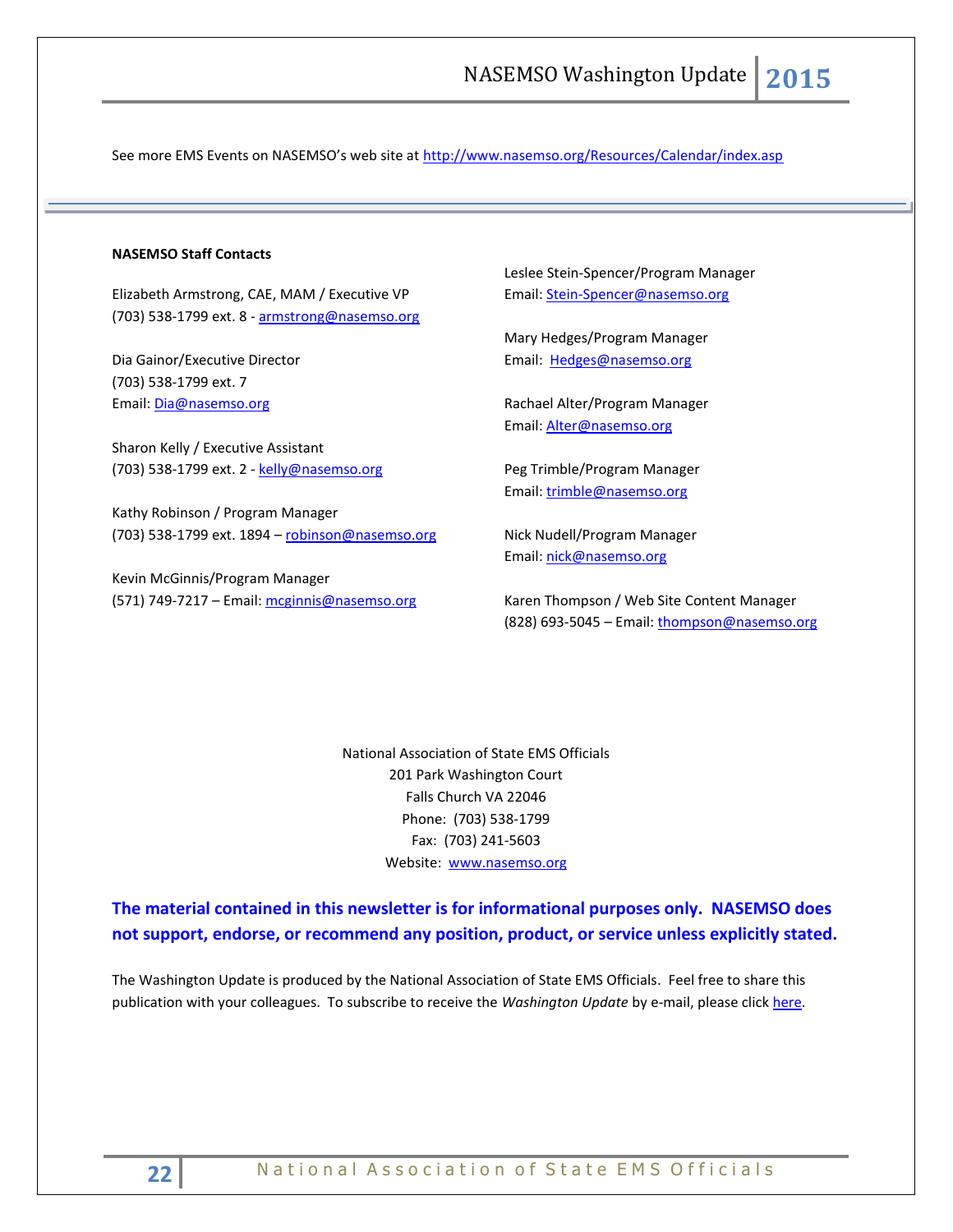See more EMS Events on NASEMSO's web site at http://www.nasemso.org/Resources/Calendar/index.asp

**NASEMSO Staff Contacts**

Elizabeth Armstrong, CAE, MAM / Executive VP
(703) 538-1799 ext. 8 - armstrong@nasemso.org

Dia Gainor/Executive Director
(703) 538-1799 ext. 7
Email: Dia@nasemso.org

Sharon Kelly / Executive Assistant
(703) 538-1799 ext. 2 - kelly@nasemso.org

Kathy Robinson / Program Manager
(703) 538-1799 ext. 1894 – robinson@nasemso.org

Kevin McGinnis/Program Manager
(571) 749-7217 – Email: mcginnis@nasemso.org

Leslee Stein-Spencer/Program Manager
Email: Stein-Spencer@nasemso.org

Mary Hedges/Program Manager
Email: Hedges@nasemso.org

Rachael Alter/Program Manager
Email: Alter@nasemso.org

Peg Trimble/Program Manager
Email: trimble@nasemso.org

Nick Nudell/Program Manager
Email: nick@nasemso.org

Karen Thompson / Web Site Content Manager
(828) 693-5045 – Email: thompson@nasemso.org

National Association of State EMS Officials
201 Park Washington Court
Falls Church VA 22046
Phone: (703) 538-1799
Fax: (703) 241-5603
Website: www.nasemso.org

**The material contained in this newsletter is for informational purposes only. NASEMSO does not support, endorse, or recommend any position, product, or service unless explicitly stated.**

The Washington Update is produced by the National Association of State EMS Officials. Feel free to share this publication with your colleagues. To subscribe to receive the *Washington Update* by e-mail, please click here.